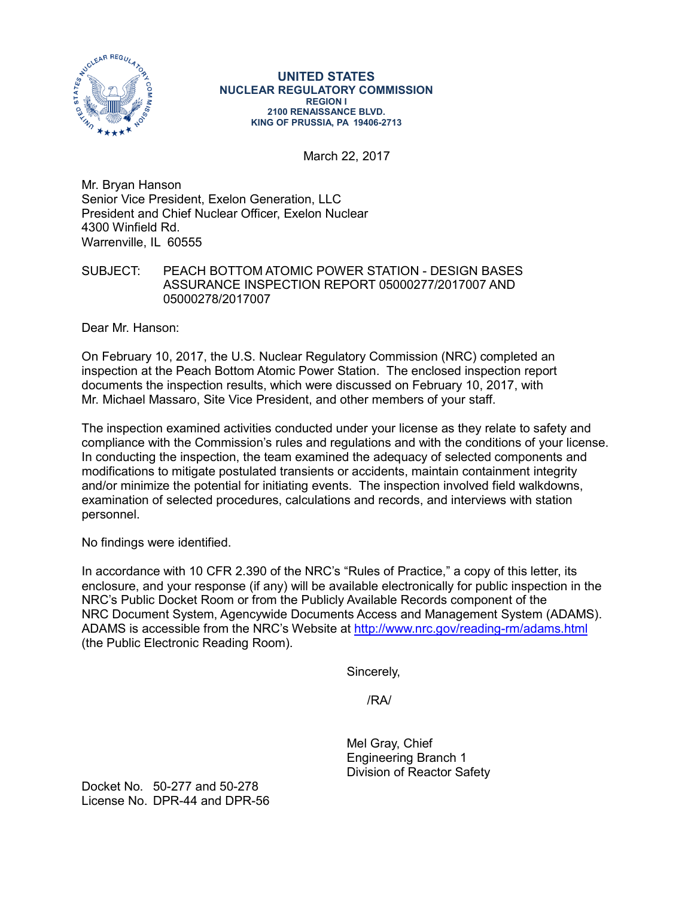**UNITED STATES**
**NUCLEAR REGULATORY COMMISSION**
**REGION I**
**2100 RENAISSANCE BLVD.**
**KING OF PRUSSIA, PA 19406-2713**

March 22, 2017

Mr. Bryan Hanson
Senior Vice President, Exelon Generation, LLC
President and Chief Nuclear Officer, Exelon Nuclear
4300 Winfield Rd.
Warrenville, IL 60555

SUBJECT: PEACH BOTTOM ATOMIC POWER STATION - DESIGN BASES ASSURANCE INSPECTION REPORT 05000277/2017007 AND 05000278/2017007

Dear Mr. Hanson:

On February 10, 2017, the U.S. Nuclear Regulatory Commission (NRC) completed an inspection at the Peach Bottom Atomic Power Station. The enclosed inspection report documents the inspection results, which were discussed on February 10, 2017, with Mr. Michael Massaro, Site Vice President, and other members of your staff.

The inspection examined activities conducted under your license as they relate to safety and compliance with the Commission's rules and regulations and with the conditions of your license. In conducting the inspection, the team examined the adequacy of selected components and modifications to mitigate postulated transients or accidents, maintain containment integrity and/or minimize the potential for initiating events. The inspection involved field walkdowns, examination of selected procedures, calculations and records, and interviews with station personnel.

No findings were identified.

In accordance with 10 CFR 2.390 of the NRC's "Rules of Practice," a copy of this letter, its enclosure, and your response (if any) will be available electronically for public inspection in the NRC's Public Docket Room or from the Publicly Available Records component of the NRC Document System, Agencywide Documents Access and Management System (ADAMS). ADAMS is accessible from the NRC's Website at http://www.nrc.gov/reading-rm/adams.html (the Public Electronic Reading Room).

Sincerely,

/RA/

Mel Gray, Chief
Engineering Branch 1
Division of Reactor Safety

Docket No. 50-277 and 50-278
License No. DPR-44 and DPR-56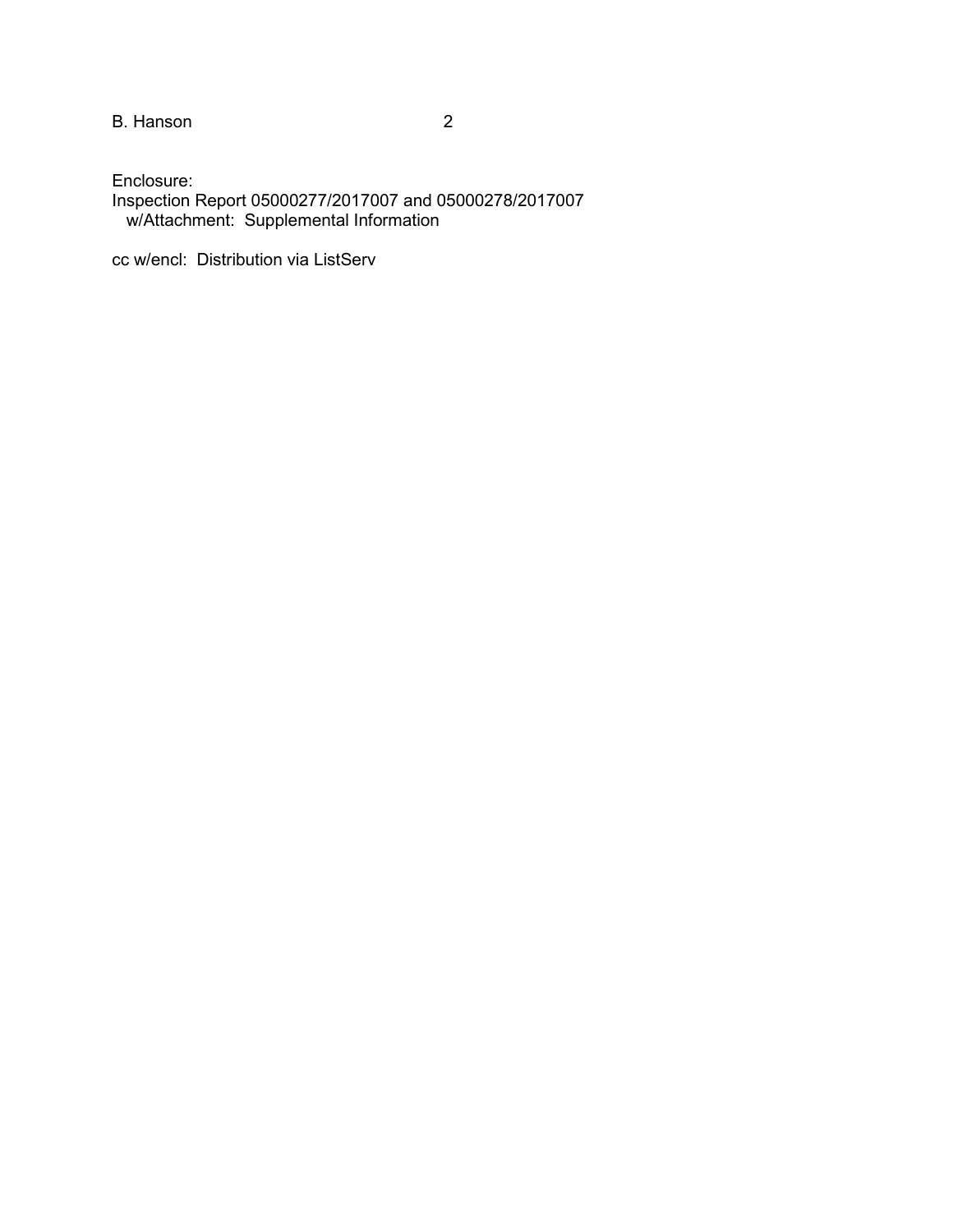Enclosure:
Inspection Report 05000277/2017007 and 05000278/2017007
w/Attachment: Supplemental Information

cc w/encl: Distribution via ListServ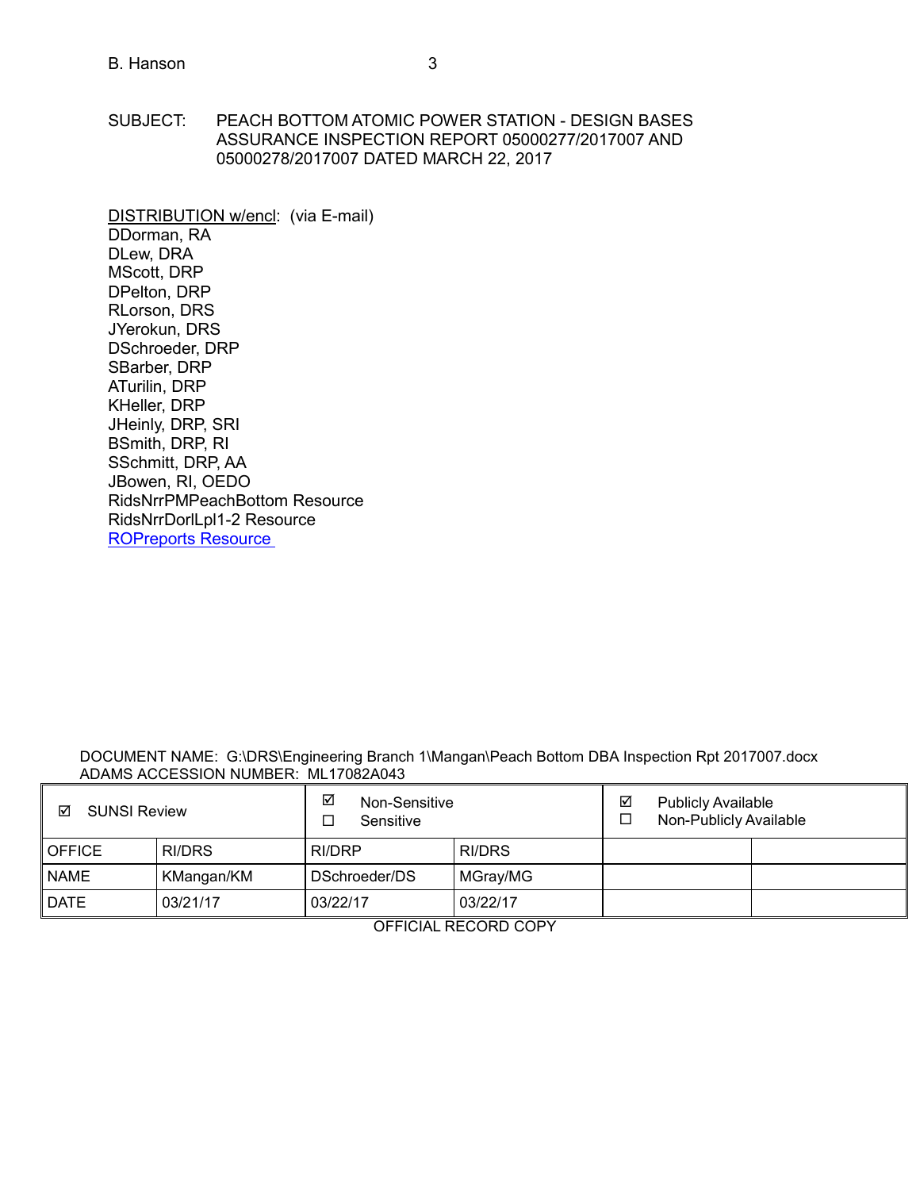B. Hanson

SUBJECT: PEACH BOTTOM ATOMIC POWER STATION - DESIGN BASES ASSURANCE INSPECTION REPORT 05000277/2017007 AND 05000278/2017007 DATED MARCH 22, 2017

DISTRIBUTION w/encl: (via E-mail)
DDorman, RA
DLew, DRA
MScott, DRP
DPelton, DRP
RLorson, DRS
JYerokun, DRS
DSchroeder, DRP
SBarber, DRP
ATurilin, DRP
KHeller, DRP
JHeinly, DRP, SRI
BSmith, DRP, RI
SSchmitt, DRP, AA
JBowen, RI, OEDO
RidsNrrPMPeachBottom Resource
RidsNrrDorlLpl1-2 Resource
ROPreports Resource

DOCUMENT NAME: G:\DRS\Engineering Branch 1\Mangan\Peach Bottom DBA Inspection Rpt 2017007.docx
ADAMS ACCESSION NUMBER: ML17082A043

| ☑ SUNSI Review | | ☑ Non-Sensitive ☐ Sensitive | | ☑ Publicly Available ☐ Non-Publicly Available | |
|---|---|---|---|---|---|
| OFFICE | RI/DRS | RI/DRP | RI/DRS | | |
| NAME | KMangan/KM | DSchroeder/DS | MGray/MG | | |
| DATE | 03/21/17 | 03/22/17 | 03/22/17 | | |

OFFICIAL RECORD COPY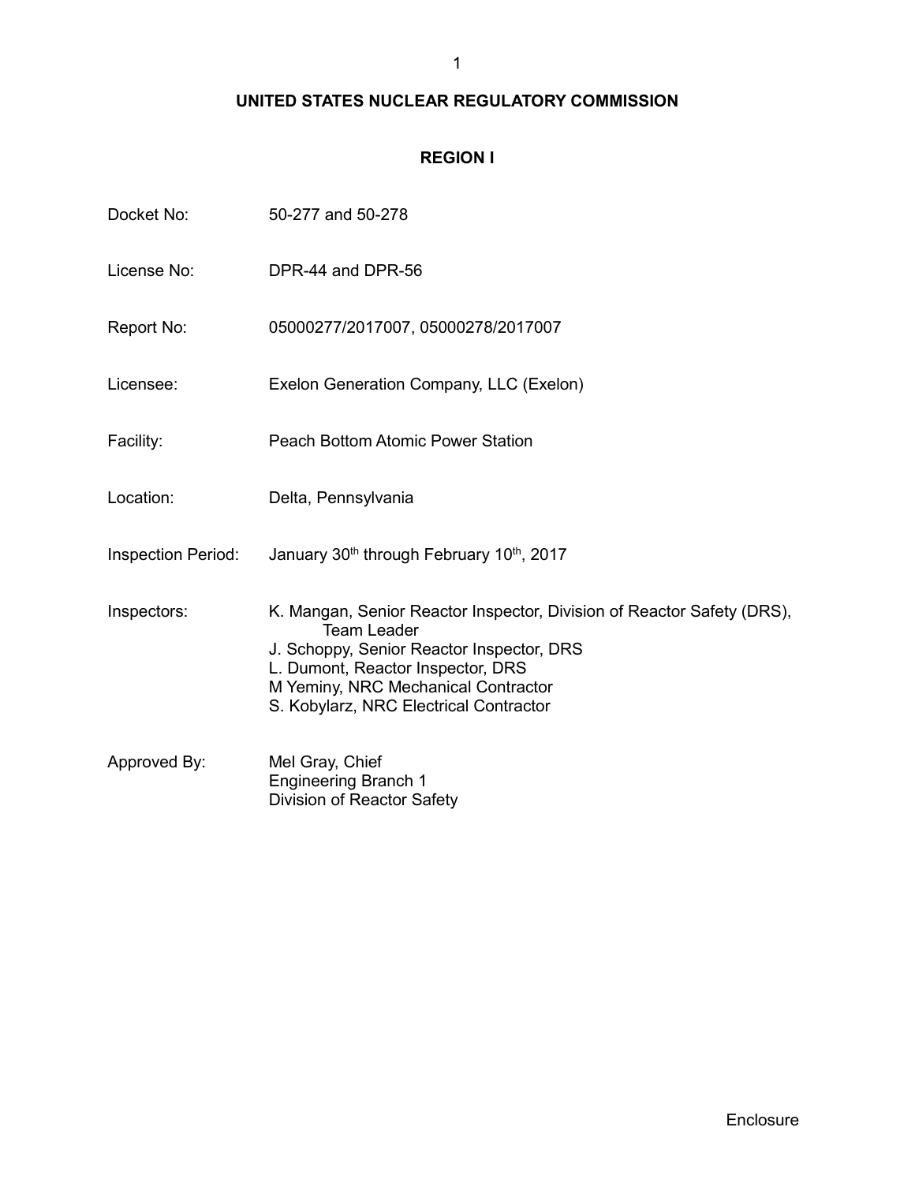# UNITED STATES NUCLEAR REGULATORY COMMISSION

## REGION I

| | |
|---|---|
| Docket No: | 50-277 and 50-278 |
| License No: | DPR-44 and DPR-56 |
| Report No: | 05000277/2017007, 05000278/2017007 |
| Licensee: | Exelon Generation Company, LLC (Exelon) |
| Facility: | Peach Bottom Atomic Power Station |
| Location: | Delta, Pennsylvania |
| Inspection Period: | January 30th through February 10th, 2017 |
| Inspectors: | K. Mangan, Senior Reactor Inspector, Division of Reactor Safety (DRS), Team Leader<br>J. Schoppy, Senior Reactor Inspector, DRS<br>L. Dumont, Reactor Inspector, DRS<br>M Yeminy, NRC Mechanical Contractor<br>S. Kobylarz, NRC Electrical Contractor |
| Approved By: | Mel Gray, Chief<br>Engineering Branch 1<br>Division of Reactor Safety |

Enclosure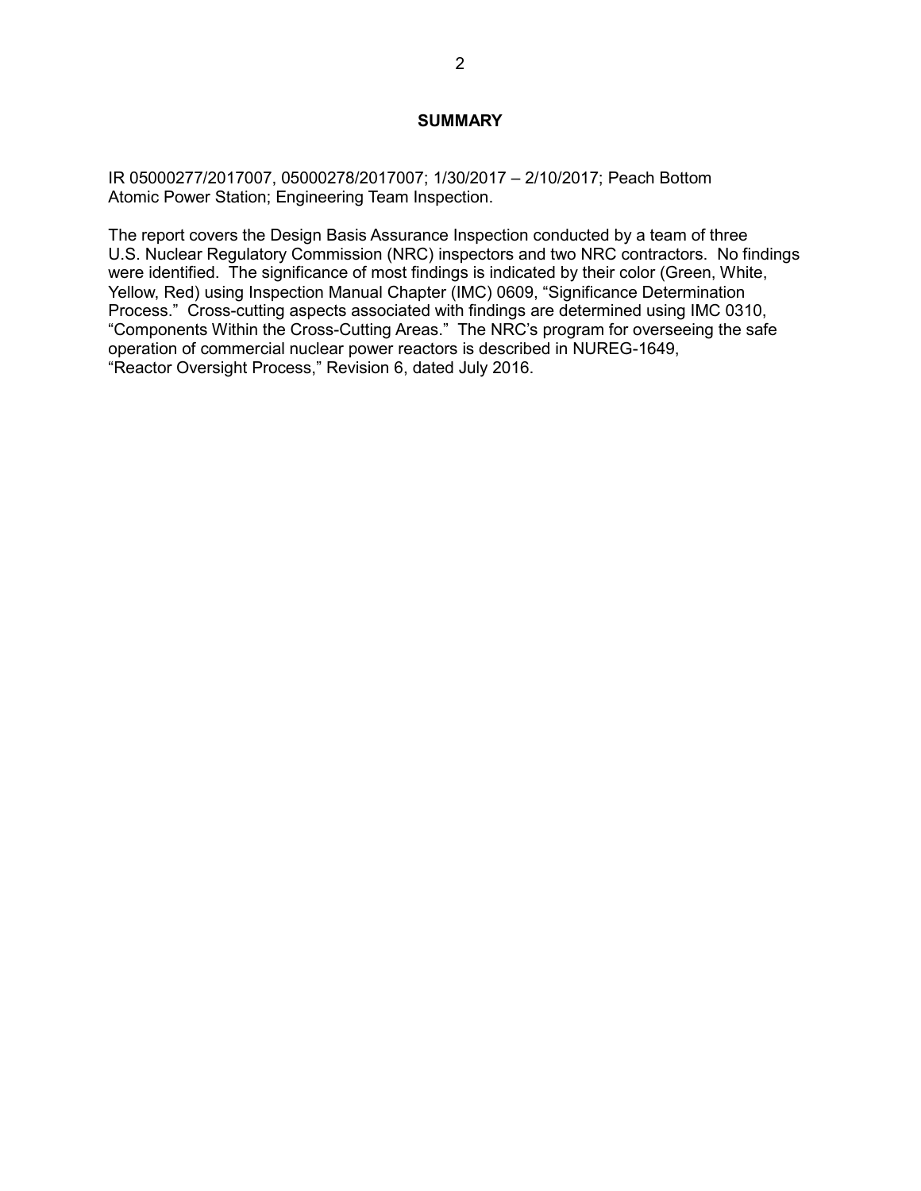## SUMMARY

IR 05000277/2017007, 05000278/2017007; 1/30/2017 – 2/10/2017; Peach Bottom Atomic Power Station; Engineering Team Inspection.

The report covers the Design Basis Assurance Inspection conducted by a team of three U.S. Nuclear Regulatory Commission (NRC) inspectors and two NRC contractors. No findings were identified. The significance of most findings is indicated by their color (Green, White, Yellow, Red) using Inspection Manual Chapter (IMC) 0609, "Significance Determination Process." Cross-cutting aspects associated with findings are determined using IMC 0310, "Components Within the Cross-Cutting Areas." The NRC's program for overseeing the safe operation of commercial nuclear power reactors is described in NUREG-1649, "Reactor Oversight Process," Revision 6, dated July 2016.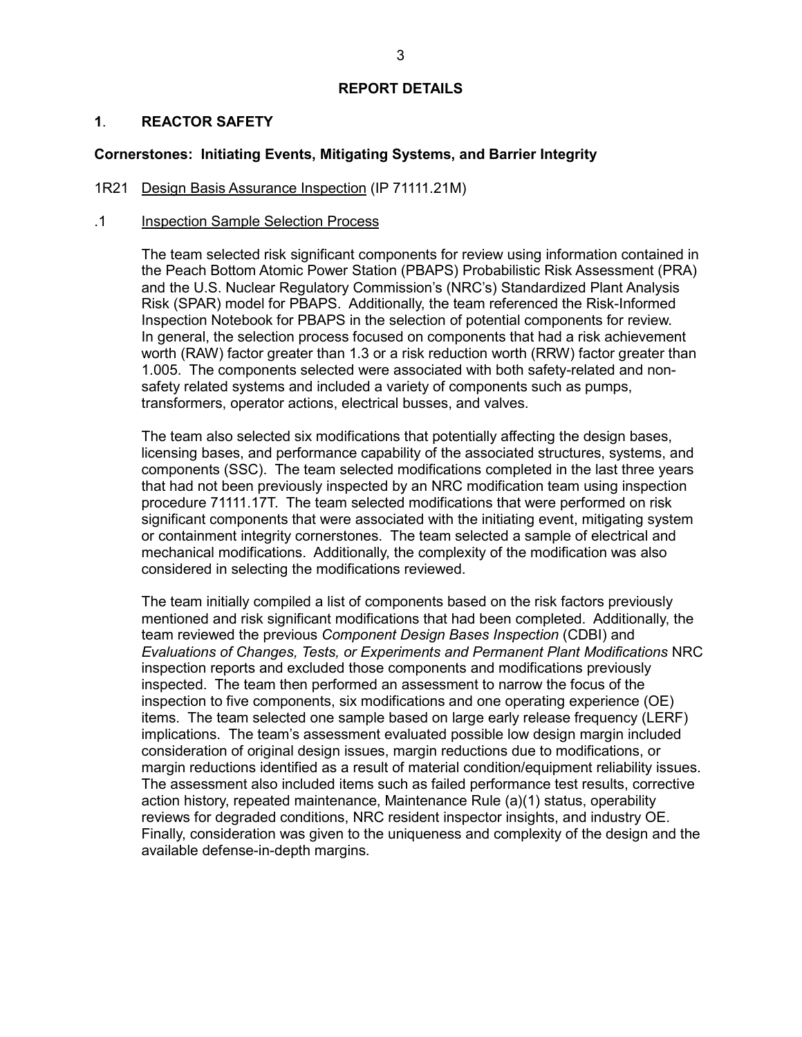## REPORT DETAILS

### 1. REACTOR SAFETY

**Cornerstones: Initiating Events, Mitigating Systems, and Barrier Integrity**

1R21 Design Basis Assurance Inspection (IP 71111.21M)

.1 Inspection Sample Selection Process

The team selected risk significant components for review using information contained in the Peach Bottom Atomic Power Station (PBAPS) Probabilistic Risk Assessment (PRA) and the U.S. Nuclear Regulatory Commission's (NRC's) Standardized Plant Analysis Risk (SPAR) model for PBAPS. Additionally, the team referenced the Risk-Informed Inspection Notebook for PBAPS in the selection of potential components for review. In general, the selection process focused on components that had a risk achievement worth (RAW) factor greater than 1.3 or a risk reduction worth (RRW) factor greater than 1.005. The components selected were associated with both safety-related and non-safety related systems and included a variety of components such as pumps, transformers, operator actions, electrical busses, and valves.

The team also selected six modifications that potentially affecting the design bases, licensing bases, and performance capability of the associated structures, systems, and components (SSC). The team selected modifications completed in the last three years that had not been previously inspected by an NRC modification team using inspection procedure 71111.17T. The team selected modifications that were performed on risk significant components that were associated with the initiating event, mitigating system or containment integrity cornerstones. The team selected a sample of electrical and mechanical modifications. Additionally, the complexity of the modification was also considered in selecting the modifications reviewed.

The team initially compiled a list of components based on the risk factors previously mentioned and risk significant modifications that had been completed. Additionally, the team reviewed the previous *Component Design Bases Inspection* (CDBI) and *Evaluations of Changes, Tests, or Experiments and Permanent Plant Modifications* NRC inspection reports and excluded those components and modifications previously inspected. The team then performed an assessment to narrow the focus of the inspection to five components, six modifications and one operating experience (OE) items. The team selected one sample based on large early release frequency (LERF) implications. The team's assessment evaluated possible low design margin included consideration of original design issues, margin reductions due to modifications, or margin reductions identified as a result of material condition/equipment reliability issues. The assessment also included items such as failed performance test results, corrective action history, repeated maintenance, Maintenance Rule (a)(1) status, operability reviews for degraded conditions, NRC resident inspector insights, and industry OE. Finally, consideration was given to the uniqueness and complexity of the design and the available defense-in-depth margins.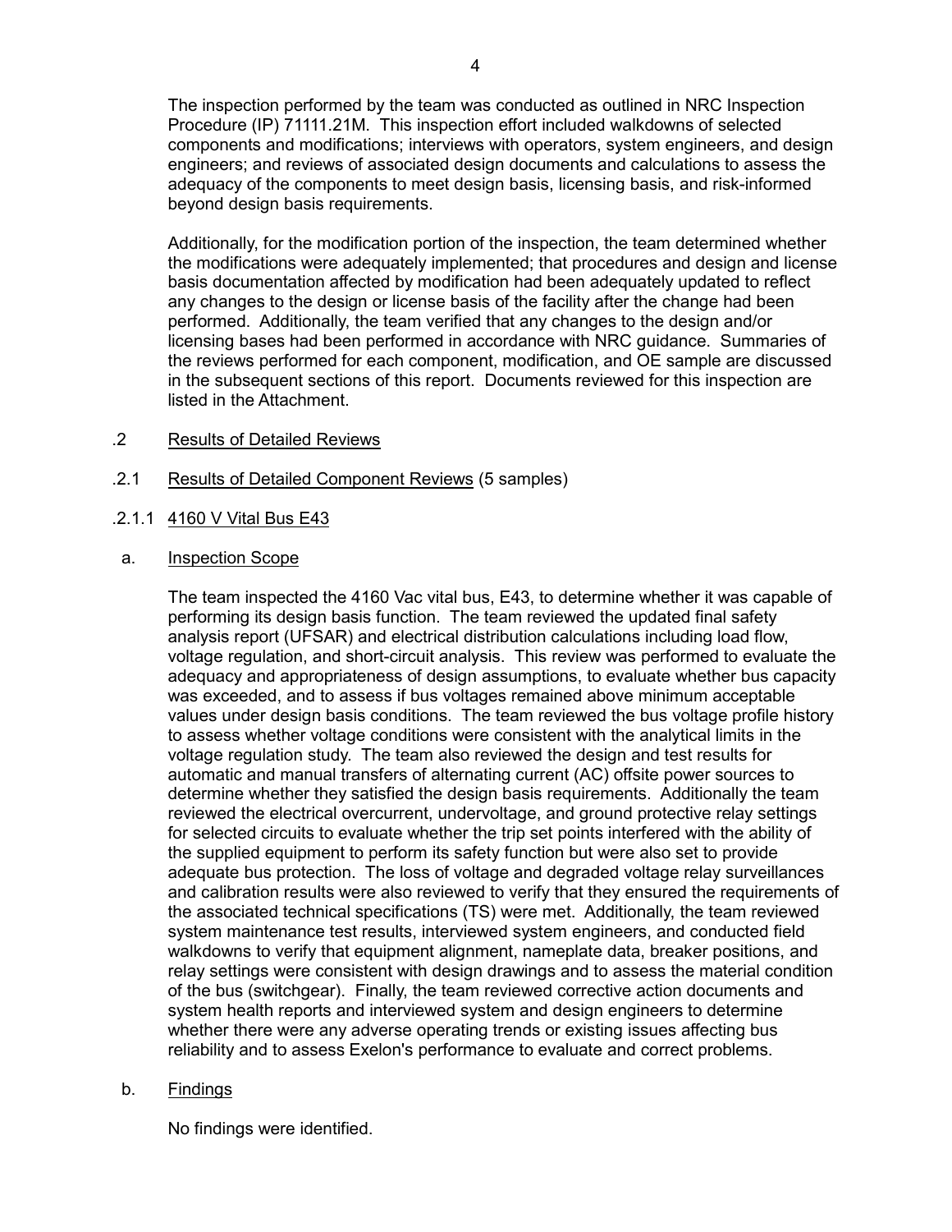The inspection performed by the team was conducted as outlined in NRC Inspection Procedure (IP) 71111.21M. This inspection effort included walkdowns of selected components and modifications; interviews with operators, system engineers, and design engineers; and reviews of associated design documents and calculations to assess the adequacy of the components to meet design basis, licensing basis, and risk-informed beyond design basis requirements.

Additionally, for the modification portion of the inspection, the team determined whether the modifications were adequately implemented; that procedures and design and license basis documentation affected by modification had been adequately updated to reflect any changes to the design or license basis of the facility after the change had been performed. Additionally, the team verified that any changes to the design and/or licensing bases had been performed in accordance with NRC guidance. Summaries of the reviews performed for each component, modification, and OE sample are discussed in the subsequent sections of this report. Documents reviewed for this inspection are listed in the Attachment.

.2 Results of Detailed Reviews

.2.1 Results of Detailed Component Reviews (5 samples)

.2.1.1 4160 V Vital Bus E43

a. Inspection Scope

The team inspected the 4160 Vac vital bus, E43, to determine whether it was capable of performing its design basis function. The team reviewed the updated final safety analysis report (UFSAR) and electrical distribution calculations including load flow, voltage regulation, and short-circuit analysis. This review was performed to evaluate the adequacy and appropriateness of design assumptions, to evaluate whether bus capacity was exceeded, and to assess if bus voltages remained above minimum acceptable values under design basis conditions. The team reviewed the bus voltage profile history to assess whether voltage conditions were consistent with the analytical limits in the voltage regulation study. The team also reviewed the design and test results for automatic and manual transfers of alternating current (AC) offsite power sources to determine whether they satisfied the design basis requirements. Additionally the team reviewed the electrical overcurrent, undervoltage, and ground protective relay settings for selected circuits to evaluate whether the trip set points interfered with the ability of the supplied equipment to perform its safety function but were also set to provide adequate bus protection. The loss of voltage and degraded voltage relay surveillances and calibration results were also reviewed to verify that they ensured the requirements of the associated technical specifications (TS) were met. Additionally, the team reviewed system maintenance test results, interviewed system engineers, and conducted field walkdowns to verify that equipment alignment, nameplate data, breaker positions, and relay settings were consistent with design drawings and to assess the material condition of the bus (switchgear). Finally, the team reviewed corrective action documents and system health reports and interviewed system and design engineers to determine whether there were any adverse operating trends or existing issues affecting bus reliability and to assess Exelon's performance to evaluate and correct problems.

b. Findings

No findings were identified.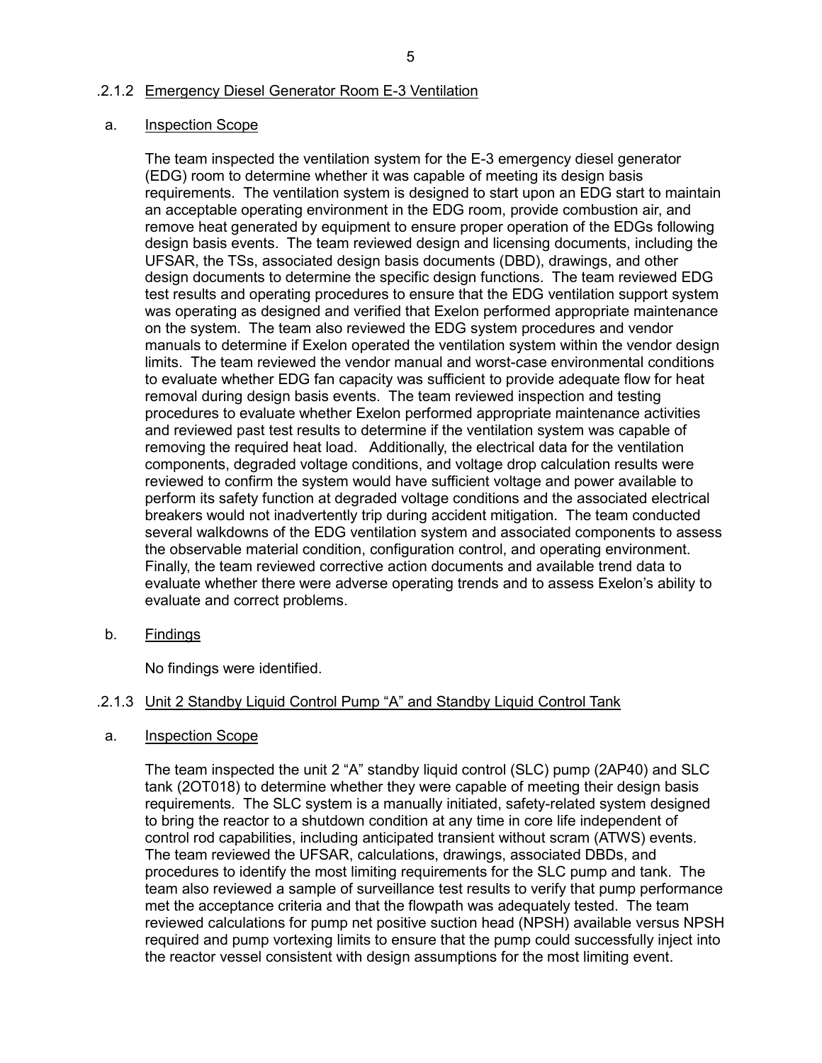### .2.1.2 Emergency Diesel Generator Room E-3 Ventilation

a. Inspection Scope

The team inspected the ventilation system for the E-3 emergency diesel generator (EDG) room to determine whether it was capable of meeting its design basis requirements. The ventilation system is designed to start upon an EDG start to maintain an acceptable operating environment in the EDG room, provide combustion air, and remove heat generated by equipment to ensure proper operation of the EDGs following design basis events. The team reviewed design and licensing documents, including the UFSAR, the TSs, associated design basis documents (DBD), drawings, and other design documents to determine the specific design functions. The team reviewed EDG test results and operating procedures to ensure that the EDG ventilation support system was operating as designed and verified that Exelon performed appropriate maintenance on the system. The team also reviewed the EDG system procedures and vendor manuals to determine if Exelon operated the ventilation system within the vendor design limits. The team reviewed the vendor manual and worst-case environmental conditions to evaluate whether EDG fan capacity was sufficient to provide adequate flow for heat removal during design basis events. The team reviewed inspection and testing procedures to evaluate whether Exelon performed appropriate maintenance activities and reviewed past test results to determine if the ventilation system was capable of removing the required heat load. Additionally, the electrical data for the ventilation components, degraded voltage conditions, and voltage drop calculation results were reviewed to confirm the system would have sufficient voltage and power available to perform its safety function at degraded voltage conditions and the associated electrical breakers would not inadvertently trip during accident mitigation. The team conducted several walkdowns of the EDG ventilation system and associated components to assess the observable material condition, configuration control, and operating environment. Finally, the team reviewed corrective action documents and available trend data to evaluate whether there were adverse operating trends and to assess Exelon's ability to evaluate and correct problems.

b. Findings

No findings were identified.

### .2.1.3 Unit 2 Standby Liquid Control Pump "A" and Standby Liquid Control Tank

a. Inspection Scope

The team inspected the unit 2 "A" standby liquid control (SLC) pump (2AP40) and SLC tank (2OT018) to determine whether they were capable of meeting their design basis requirements. The SLC system is a manually initiated, safety-related system designed to bring the reactor to a shutdown condition at any time in core life independent of control rod capabilities, including anticipated transient without scram (ATWS) events. The team reviewed the UFSAR, calculations, drawings, associated DBDs, and procedures to identify the most limiting requirements for the SLC pump and tank. The team also reviewed a sample of surveillance test results to verify that pump performance met the acceptance criteria and that the flowpath was adequately tested. The team reviewed calculations for pump net positive suction head (NPSH) available versus NPSH required and pump vortexing limits to ensure that the pump could successfully inject into the reactor vessel consistent with design assumptions for the most limiting event.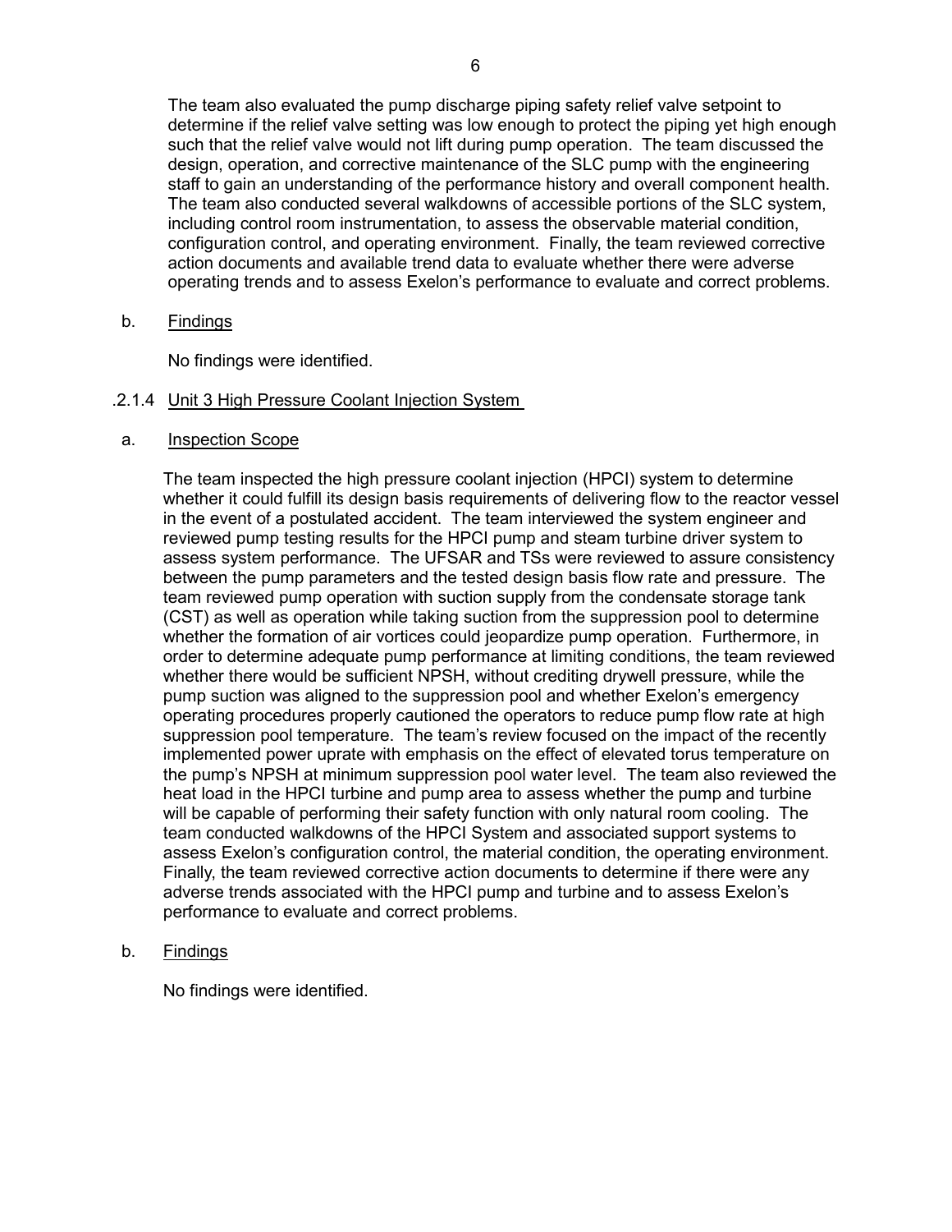The team also evaluated the pump discharge piping safety relief valve setpoint to determine if the relief valve setting was low enough to protect the piping yet high enough such that the relief valve would not lift during pump operation. The team discussed the design, operation, and corrective maintenance of the SLC pump with the engineering staff to gain an understanding of the performance history and overall component health. The team also conducted several walkdowns of accessible portions of the SLC system, including control room instrumentation, to assess the observable material condition, configuration control, and operating environment. Finally, the team reviewed corrective action documents and available trend data to evaluate whether there were adverse operating trends and to assess Exelon's performance to evaluate and correct problems.

b. Findings

No findings were identified.

.2.1.4 Unit 3 High Pressure Coolant Injection System

a. Inspection Scope

The team inspected the high pressure coolant injection (HPCI) system to determine whether it could fulfill its design basis requirements of delivering flow to the reactor vessel in the event of a postulated accident. The team interviewed the system engineer and reviewed pump testing results for the HPCI pump and steam turbine driver system to assess system performance. The UFSAR and TSs were reviewed to assure consistency between the pump parameters and the tested design basis flow rate and pressure. The team reviewed pump operation with suction supply from the condensate storage tank (CST) as well as operation while taking suction from the suppression pool to determine whether the formation of air vortices could jeopardize pump operation. Furthermore, in order to determine adequate pump performance at limiting conditions, the team reviewed whether there would be sufficient NPSH, without crediting drywell pressure, while the pump suction was aligned to the suppression pool and whether Exelon's emergency operating procedures properly cautioned the operators to reduce pump flow rate at high suppression pool temperature. The team's review focused on the impact of the recently implemented power uprate with emphasis on the effect of elevated torus temperature on the pump's NPSH at minimum suppression pool water level. The team also reviewed the heat load in the HPCI turbine and pump area to assess whether the pump and turbine will be capable of performing their safety function with only natural room cooling. The team conducted walkdowns of the HPCI System and associated support systems to assess Exelon's configuration control, the material condition, the operating environment. Finally, the team reviewed corrective action documents to determine if there were any adverse trends associated with the HPCI pump and turbine and to assess Exelon's performance to evaluate and correct problems.

b. Findings

No findings were identified.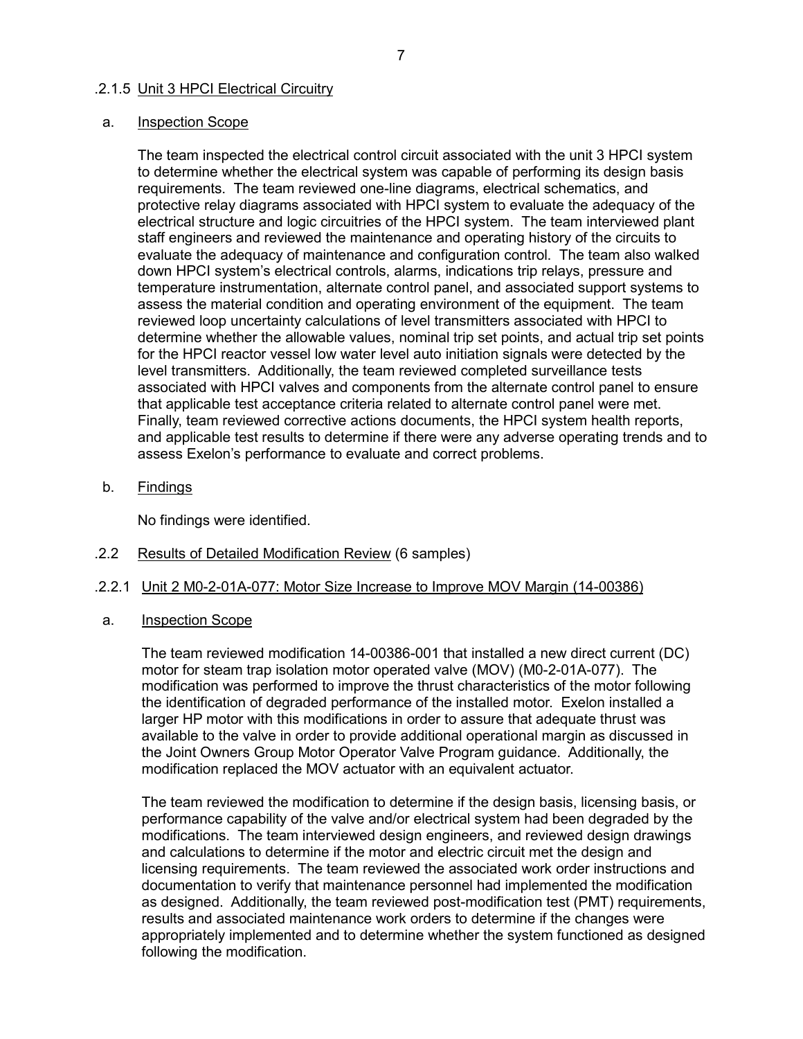### .2.1.5 Unit 3 HPCI Electrical Circuitry

a. Inspection Scope

The team inspected the electrical control circuit associated with the unit 3 HPCI system to determine whether the electrical system was capable of performing its design basis requirements. The team reviewed one-line diagrams, electrical schematics, and protective relay diagrams associated with HPCI system to evaluate the adequacy of the electrical structure and logic circuitries of the HPCI system. The team interviewed plant staff engineers and reviewed the maintenance and operating history of the circuits to evaluate the adequacy of maintenance and configuration control. The team also walked down HPCI system's electrical controls, alarms, indications trip relays, pressure and temperature instrumentation, alternate control panel, and associated support systems to assess the material condition and operating environment of the equipment. The team reviewed loop uncertainty calculations of level transmitters associated with HPCI to determine whether the allowable values, nominal trip set points, and actual trip set points for the HPCI reactor vessel low water level auto initiation signals were detected by the level transmitters. Additionally, the team reviewed completed surveillance tests associated with HPCI valves and components from the alternate control panel to ensure that applicable test acceptance criteria related to alternate control panel were met. Finally, team reviewed corrective actions documents, the HPCI system health reports, and applicable test results to determine if there were any adverse operating trends and to assess Exelon's performance to evaluate and correct problems.

b. Findings

No findings were identified.

## .2.2 Results of Detailed Modification Review (6 samples)

### .2.2.1 Unit 2 M0-2-01A-077: Motor Size Increase to Improve MOV Margin (14-00386)

a. Inspection Scope

The team reviewed modification 14-00386-001 that installed a new direct current (DC) motor for steam trap isolation motor operated valve (MOV) (M0-2-01A-077). The modification was performed to improve the thrust characteristics of the motor following the identification of degraded performance of the installed motor. Exelon installed a larger HP motor with this modifications in order to assure that adequate thrust was available to the valve in order to provide additional operational margin as discussed in the Joint Owners Group Motor Operator Valve Program guidance. Additionally, the modification replaced the MOV actuator with an equivalent actuator.

The team reviewed the modification to determine if the design basis, licensing basis, or performance capability of the valve and/or electrical system had been degraded by the modifications. The team interviewed design engineers, and reviewed design drawings and calculations to determine if the motor and electric circuit met the design and licensing requirements. The team reviewed the associated work order instructions and documentation to verify that maintenance personnel had implemented the modification as designed. Additionally, the team reviewed post-modification test (PMT) requirements, results and associated maintenance work orders to determine if the changes were appropriately implemented and to determine whether the system functioned as designed following the modification.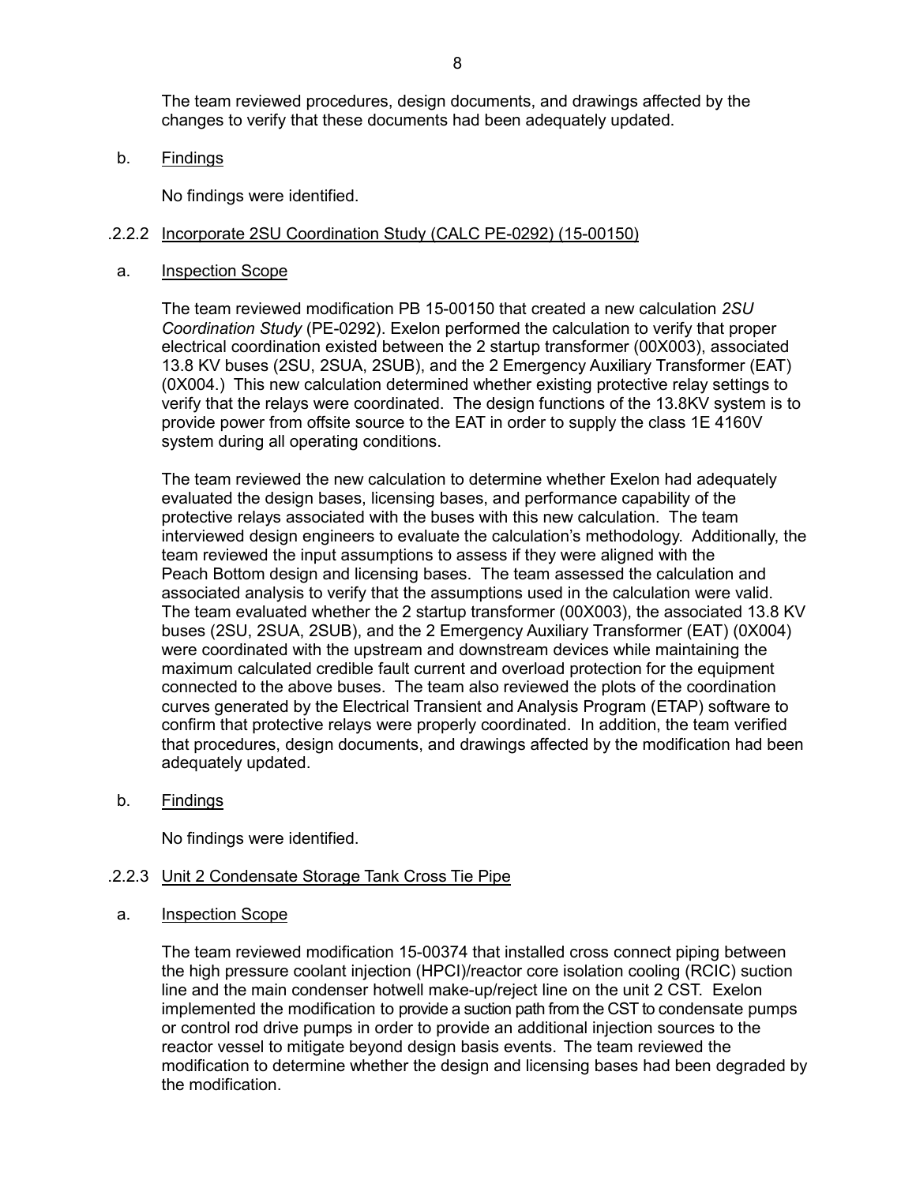The team reviewed procedures, design documents, and drawings affected by the changes to verify that these documents had been adequately updated.

b. Findings

No findings were identified.

.2.2.2 Incorporate 2SU Coordination Study (CALC PE-0292) (15-00150)

a. Inspection Scope

The team reviewed modification PB 15-00150 that created a new calculation *2SU Coordination Study* (PE-0292). Exelon performed the calculation to verify that proper electrical coordination existed between the 2 startup transformer (00X003), associated 13.8 KV buses (2SU, 2SUA, 2SUB), and the 2 Emergency Auxiliary Transformer (EAT) (0X004.) This new calculation determined whether existing protective relay settings to verify that the relays were coordinated. The design functions of the 13.8KV system is to provide power from offsite source to the EAT in order to supply the class 1E 4160V system during all operating conditions.

The team reviewed the new calculation to determine whether Exelon had adequately evaluated the design bases, licensing bases, and performance capability of the protective relays associated with the buses with this new calculation. The team interviewed design engineers to evaluate the calculation's methodology. Additionally, the team reviewed the input assumptions to assess if they were aligned with the Peach Bottom design and licensing bases. The team assessed the calculation and associated analysis to verify that the assumptions used in the calculation were valid. The team evaluated whether the 2 startup transformer (00X003), the associated 13.8 KV buses (2SU, 2SUA, 2SUB), and the 2 Emergency Auxiliary Transformer (EAT) (0X004) were coordinated with the upstream and downstream devices while maintaining the maximum calculated credible fault current and overload protection for the equipment connected to the above buses. The team also reviewed the plots of the coordination curves generated by the Electrical Transient and Analysis Program (ETAP) software to confirm that protective relays were properly coordinated. In addition, the team verified that procedures, design documents, and drawings affected by the modification had been adequately updated.

b. Findings

No findings were identified.

.2.2.3 Unit 2 Condensate Storage Tank Cross Tie Pipe

a. Inspection Scope

The team reviewed modification 15-00374 that installed cross connect piping between the high pressure coolant injection (HPCI)/reactor core isolation cooling (RCIC) suction line and the main condenser hotwell make-up/reject line on the unit 2 CST. Exelon implemented the modification to provide a suction path from the CST to condensate pumps or control rod drive pumps in order to provide an additional injection sources to the reactor vessel to mitigate beyond design basis events. The team reviewed the modification to determine whether the design and licensing bases had been degraded by the modification.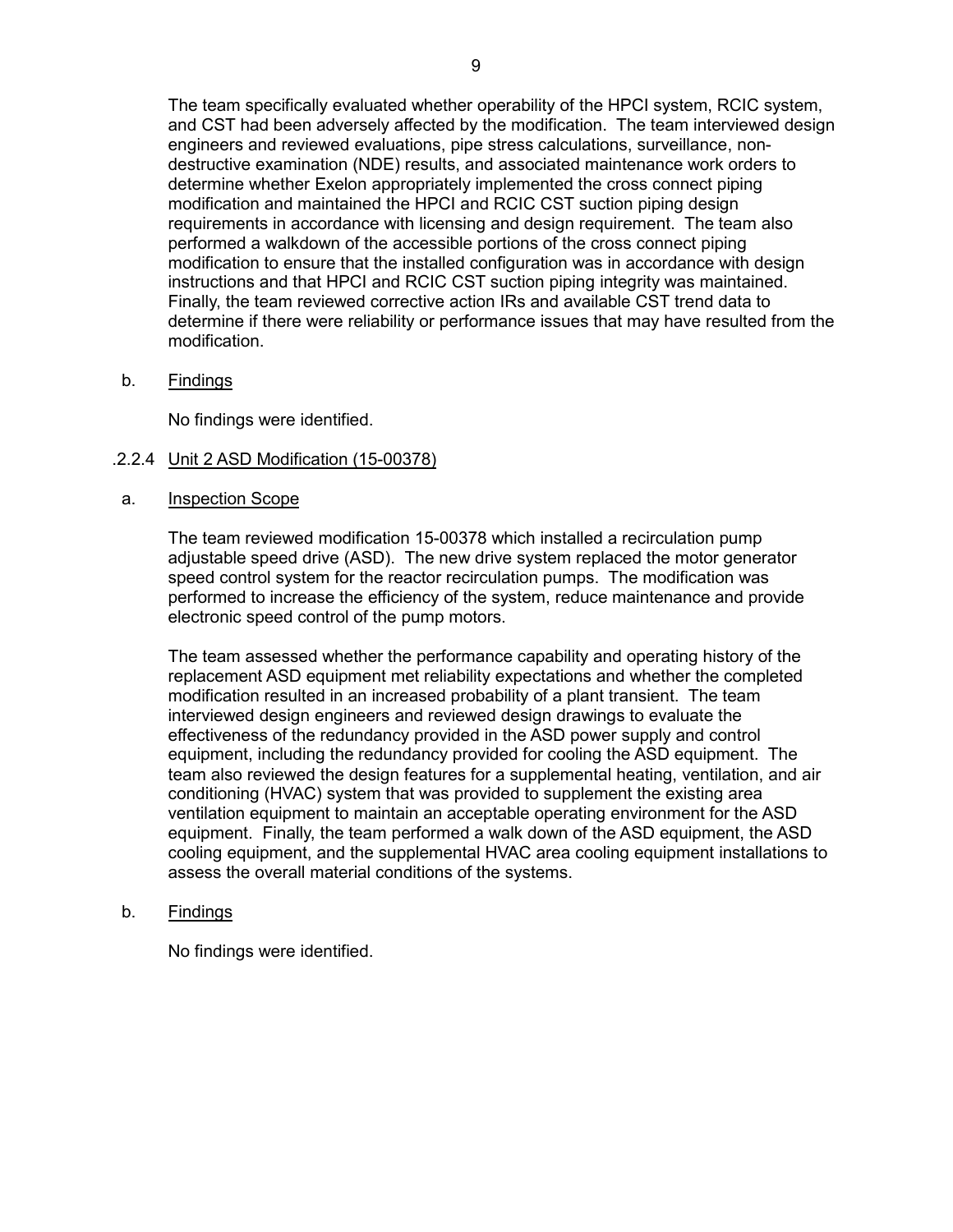The team specifically evaluated whether operability of the HPCI system, RCIC system, and CST had been adversely affected by the modification. The team interviewed design engineers and reviewed evaluations, pipe stress calculations, surveillance, non-destructive examination (NDE) results, and associated maintenance work orders to determine whether Exelon appropriately implemented the cross connect piping modification and maintained the HPCI and RCIC CST suction piping design requirements in accordance with licensing and design requirement. The team also performed a walkdown of the accessible portions of the cross connect piping modification to ensure that the installed configuration was in accordance with design instructions and that HPCI and RCIC CST suction piping integrity was maintained. Finally, the team reviewed corrective action IRs and available CST trend data to determine if there were reliability or performance issues that may have resulted from the modification.

b. Findings

No findings were identified.

.2.2.4 Unit 2 ASD Modification (15-00378)

a. Inspection Scope

The team reviewed modification 15-00378 which installed a recirculation pump adjustable speed drive (ASD). The new drive system replaced the motor generator speed control system for the reactor recirculation pumps. The modification was performed to increase the efficiency of the system, reduce maintenance and provide electronic speed control of the pump motors.

The team assessed whether the performance capability and operating history of the replacement ASD equipment met reliability expectations and whether the completed modification resulted in an increased probability of a plant transient. The team interviewed design engineers and reviewed design drawings to evaluate the effectiveness of the redundancy provided in the ASD power supply and control equipment, including the redundancy provided for cooling the ASD equipment. The team also reviewed the design features for a supplemental heating, ventilation, and air conditioning (HVAC) system that was provided to supplement the existing area ventilation equipment to maintain an acceptable operating environment for the ASD equipment. Finally, the team performed a walk down of the ASD equipment, the ASD cooling equipment, and the supplemental HVAC area cooling equipment installations to assess the overall material conditions of the systems.

b. Findings

No findings were identified.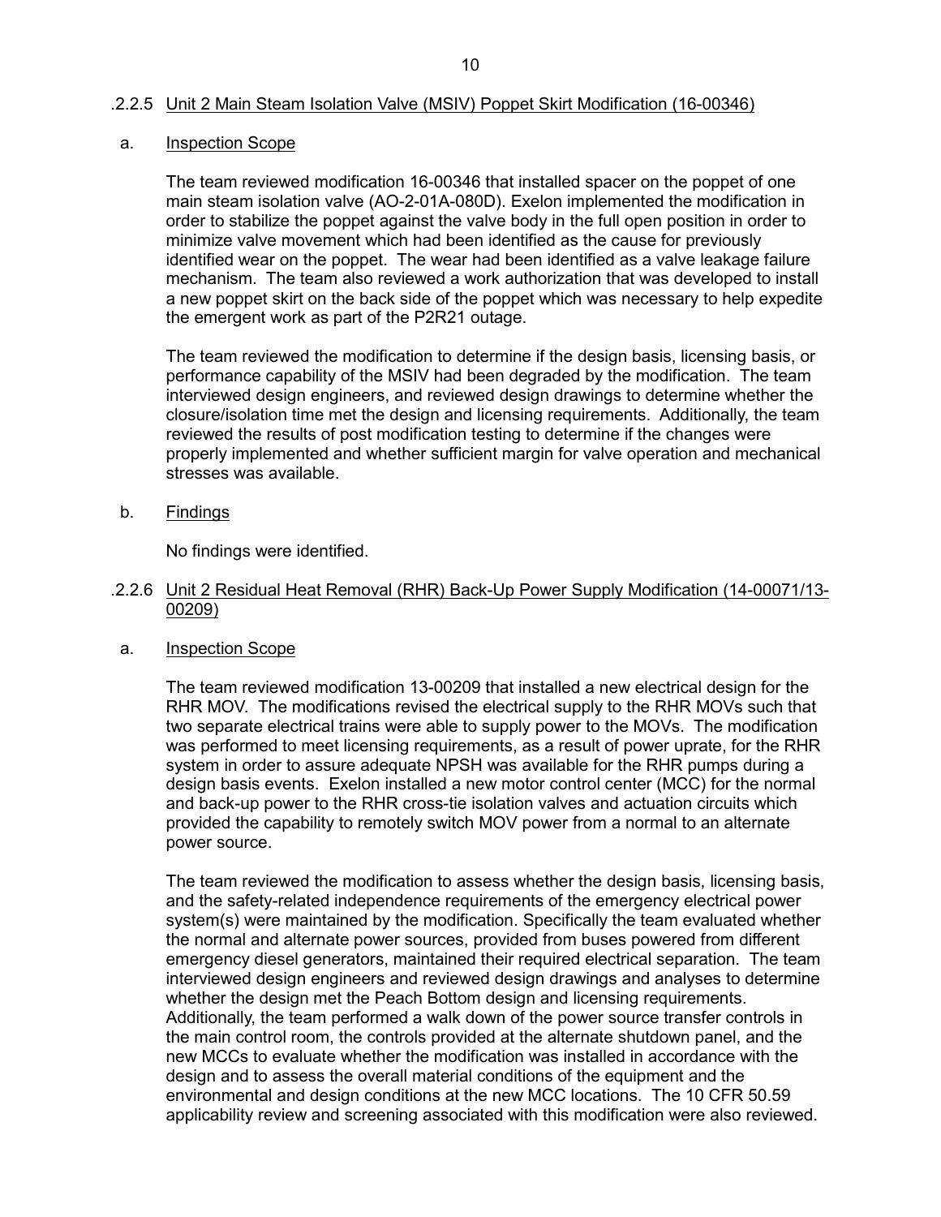### .2.2.5 Unit 2 Main Steam Isolation Valve (MSIV) Poppet Skirt Modification (16-00346)

a. Inspection Scope

The team reviewed modification 16-00346 that installed spacer on the poppet of one main steam isolation valve (AO-2-01A-080D). Exelon implemented the modification in order to stabilize the poppet against the valve body in the full open position in order to minimize valve movement which had been identified as the cause for previously identified wear on the poppet. The wear had been identified as a valve leakage failure mechanism. The team also reviewed a work authorization that was developed to install a new poppet skirt on the back side of the poppet which was necessary to help expedite the emergent work as part of the P2R21 outage.

The team reviewed the modification to determine if the design basis, licensing basis, or performance capability of the MSIV had been degraded by the modification. The team interviewed design engineers, and reviewed design drawings to determine whether the closure/isolation time met the design and licensing requirements. Additionally, the team reviewed the results of post modification testing to determine if the changes were properly implemented and whether sufficient margin for valve operation and mechanical stresses was available.

b. Findings

No findings were identified.

### .2.2.6 Unit 2 Residual Heat Removal (RHR) Back-Up Power Supply Modification (14-00071/13-00209)

a. Inspection Scope

The team reviewed modification 13-00209 that installed a new electrical design for the RHR MOV. The modifications revised the electrical supply to the RHR MOVs such that two separate electrical trains were able to supply power to the MOVs. The modification was performed to meet licensing requirements, as a result of power uprate, for the RHR system in order to assure adequate NPSH was available for the RHR pumps during a design basis events. Exelon installed a new motor control center (MCC) for the normal and back-up power to the RHR cross-tie isolation valves and actuation circuits which provided the capability to remotely switch MOV power from a normal to an alternate power source.

The team reviewed the modification to assess whether the design basis, licensing basis, and the safety-related independence requirements of the emergency electrical power system(s) were maintained by the modification. Specifically the team evaluated whether the normal and alternate power sources, provided from buses powered from different emergency diesel generators, maintained their required electrical separation. The team interviewed design engineers and reviewed design drawings and analyses to determine whether the design met the Peach Bottom design and licensing requirements. Additionally, the team performed a walk down of the power source transfer controls in the main control room, the controls provided at the alternate shutdown panel, and the new MCCs to evaluate whether the modification was installed in accordance with the design and to assess the overall material conditions of the equipment and the environmental and design conditions at the new MCC locations. The 10 CFR 50.59 applicability review and screening associated with this modification were also reviewed.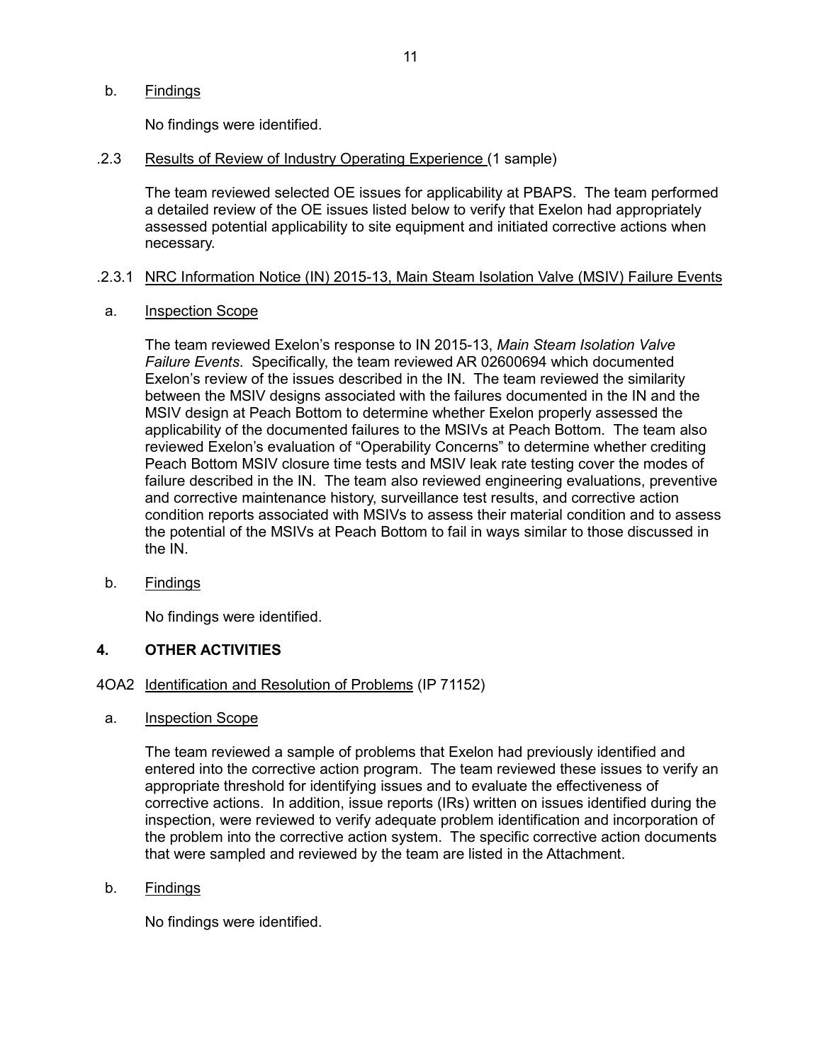b. Findings

No findings were identified.

.2.3 Results of Review of Industry Operating Experience (1 sample)

The team reviewed selected OE issues for applicability at PBAPS. The team performed a detailed review of the OE issues listed below to verify that Exelon had appropriately assessed potential applicability to site equipment and initiated corrective actions when necessary.

.2.3.1 NRC Information Notice (IN) 2015-13, Main Steam Isolation Valve (MSIV) Failure Events

a. Inspection Scope

The team reviewed Exelon's response to IN 2015-13, *Main Steam Isolation Valve Failure Events*. Specifically, the team reviewed AR 02600694 which documented Exelon's review of the issues described in the IN. The team reviewed the similarity between the MSIV designs associated with the failures documented in the IN and the MSIV design at Peach Bottom to determine whether Exelon properly assessed the applicability of the documented failures to the MSIVs at Peach Bottom. The team also reviewed Exelon's evaluation of "Operability Concerns" to determine whether crediting Peach Bottom MSIV closure time tests and MSIV leak rate testing cover the modes of failure described in the IN. The team also reviewed engineering evaluations, preventive and corrective maintenance history, surveillance test results, and corrective action condition reports associated with MSIVs to assess their material condition and to assess the potential of the MSIVs at Peach Bottom to fail in ways similar to those discussed in the IN.

b. Findings

No findings were identified.

## 4. OTHER ACTIVITIES

4OA2 Identification and Resolution of Problems (IP 71152)

a. Inspection Scope

The team reviewed a sample of problems that Exelon had previously identified and entered into the corrective action program. The team reviewed these issues to verify an appropriate threshold for identifying issues and to evaluate the effectiveness of corrective actions. In addition, issue reports (IRs) written on issues identified during the inspection, were reviewed to verify adequate problem identification and incorporation of the problem into the corrective action system. The specific corrective action documents that were sampled and reviewed by the team are listed in the Attachment.

b. Findings

No findings were identified.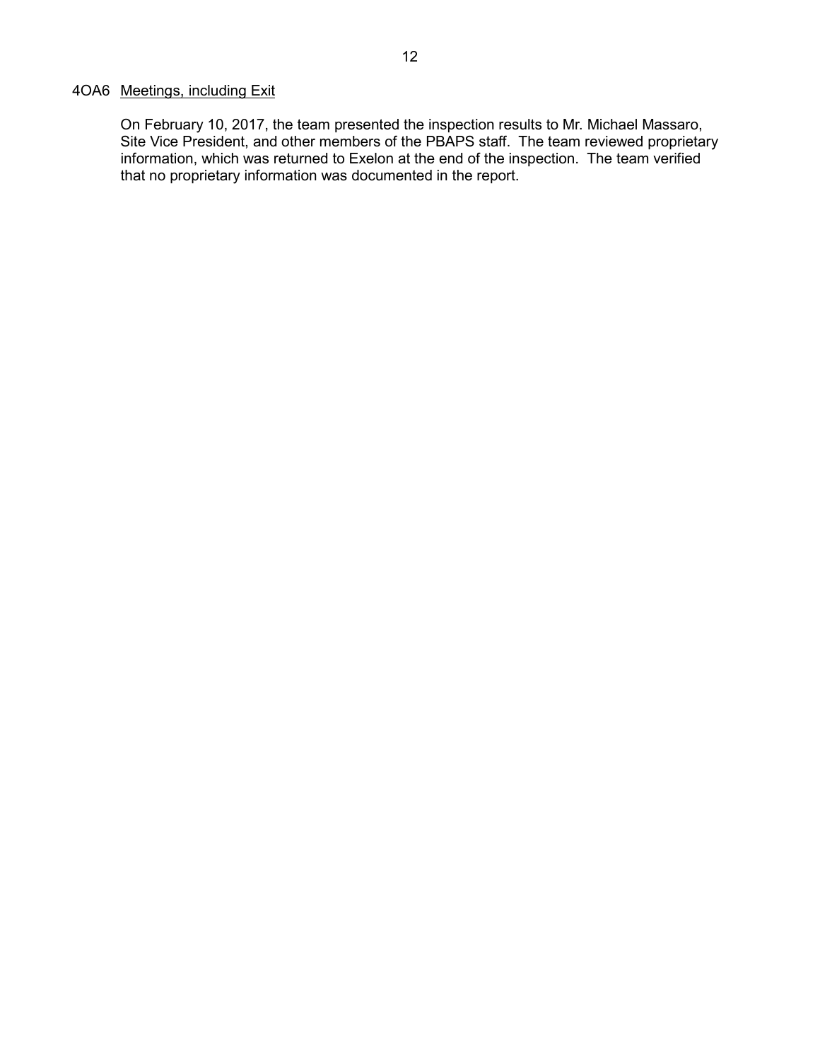### 4OA6 Meetings, including Exit

On February 10, 2017, the team presented the inspection results to Mr. Michael Massaro, Site Vice President, and other members of the PBAPS staff. The team reviewed proprietary information, which was returned to Exelon at the end of the inspection. The team verified that no proprietary information was documented in the report.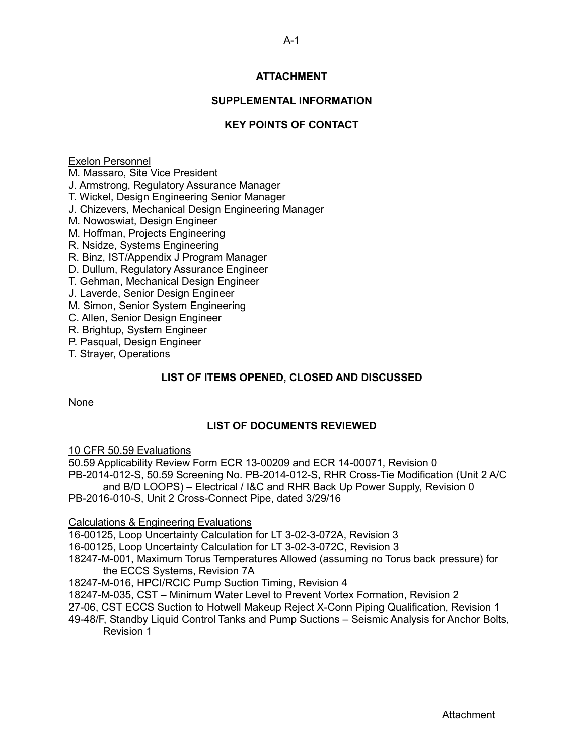## ATTACHMENT

## SUPPLEMENTAL INFORMATION

## KEY POINTS OF CONTACT

Exelon Personnel

M. Massaro, Site Vice President
J. Armstrong, Regulatory Assurance Manager
T. Wickel, Design Engineering Senior Manager
J. Chizevers, Mechanical Design Engineering Manager
M. Nowoswiat, Design Engineer
M. Hoffman, Projects Engineering
R. Nsidze, Systems Engineering
R. Binz, IST/Appendix J Program Manager
D. Dullum, Regulatory Assurance Engineer
T. Gehman, Mechanical Design Engineer
J. Laverde, Senior Design Engineer
M. Simon, Senior System Engineering
C. Allen, Senior Design Engineer
R. Brightup, System Engineer
P. Pasqual, Design Engineer
T. Strayer, Operations

## LIST OF ITEMS OPENED, CLOSED AND DISCUSSED

None

## LIST OF DOCUMENTS REVIEWED

10 CFR 50.59 Evaluations

50.59 Applicability Review Form ECR 13-00209 and ECR 14-00071, Revision 0
PB-2014-012-S, 50.59 Screening No. PB-2014-012-S, RHR Cross-Tie Modification (Unit 2 A/C and B/D LOOPS) – Electrical / I&C and RHR Back Up Power Supply, Revision 0
PB-2016-010-S, Unit 2 Cross-Connect Pipe, dated 3/29/16

Calculations & Engineering Evaluations

16-00125, Loop Uncertainty Calculation for LT 3-02-3-072A, Revision 3
16-00125, Loop Uncertainty Calculation for LT 3-02-3-072C, Revision 3
18247-M-001, Maximum Torus Temperatures Allowed (assuming no Torus back pressure) for the ECCS Systems, Revision 7A
18247-M-016, HPCI/RCIC Pump Suction Timing, Revision 4
18247-M-035, CST – Minimum Water Level to Prevent Vortex Formation, Revision 2
27-06, CST ECCS Suction to Hotwell Makeup Reject X-Conn Piping Qualification, Revision 1
49-48/F, Standby Liquid Control Tanks and Pump Suctions – Seismic Analysis for Anchor Bolts, Revision 1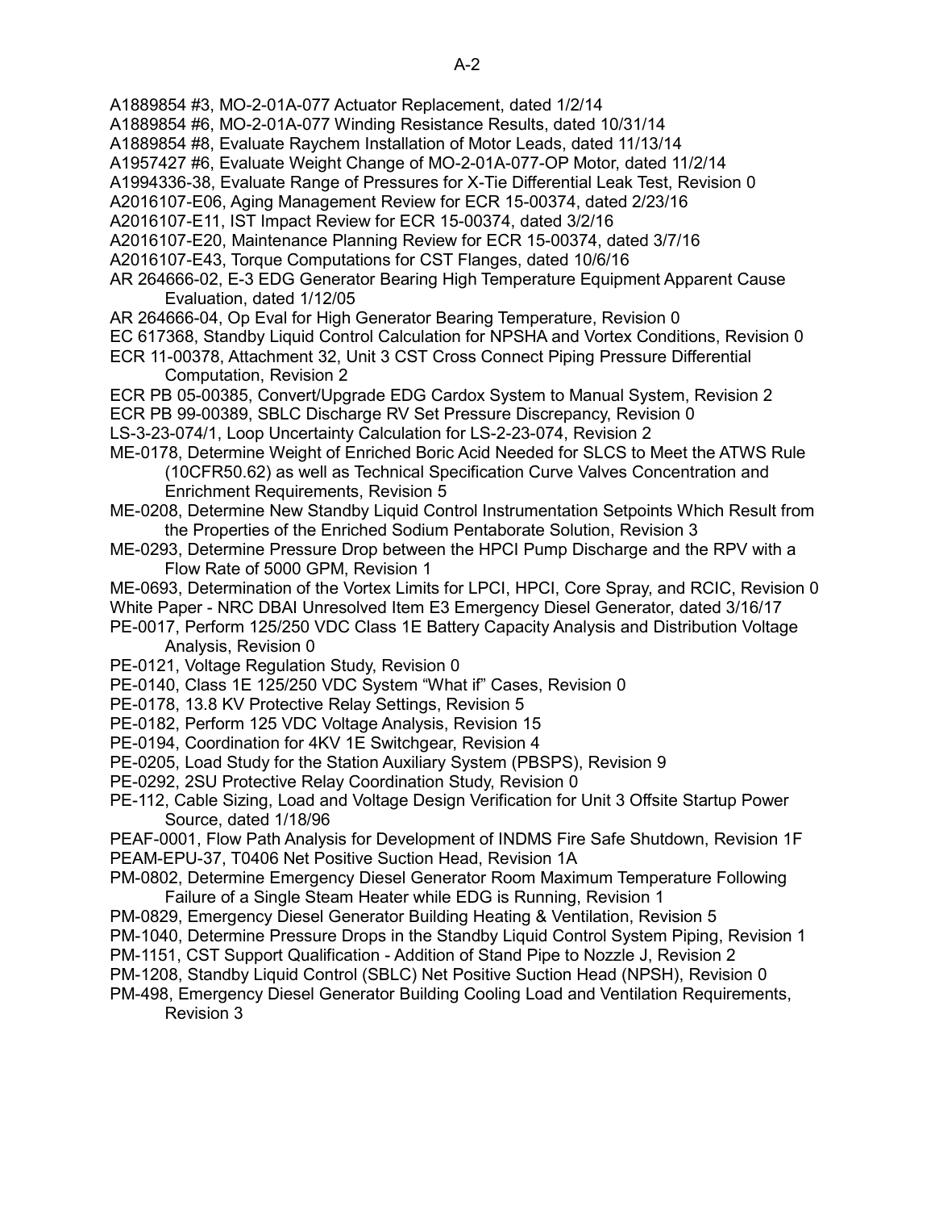A1889854 #3, MO-2-01A-077 Actuator Replacement, dated 1/2/14

A1889854 #6, MO-2-01A-077 Winding Resistance Results, dated 10/31/14

A1889854 #8, Evaluate Raychem Installation of Motor Leads, dated 11/13/14

A1957427 #6, Evaluate Weight Change of MO-2-01A-077-OP Motor, dated 11/2/14

A1994336-38, Evaluate Range of Pressures for X-Tie Differential Leak Test, Revision 0

A2016107-E06, Aging Management Review for ECR 15-00374, dated 2/23/16

A2016107-E11, IST Impact Review for ECR 15-00374, dated 3/2/16

A2016107-E20, Maintenance Planning Review for ECR 15-00374, dated 3/7/16

A2016107-E43, Torque Computations for CST Flanges, dated 10/6/16

AR 264666-02, E-3 EDG Generator Bearing High Temperature Equipment Apparent Cause Evaluation, dated 1/12/05

AR 264666-04, Op Eval for High Generator Bearing Temperature, Revision 0

EC 617368, Standby Liquid Control Calculation for NPSHA and Vortex Conditions, Revision 0

ECR 11-00378, Attachment 32, Unit 3 CST Cross Connect Piping Pressure Differential Computation, Revision 2

ECR PB 05-00385, Convert/Upgrade EDG Cardox System to Manual System, Revision 2

ECR PB 99-00389, SBLC Discharge RV Set Pressure Discrepancy, Revision 0

LS-3-23-074/1, Loop Uncertainty Calculation for LS-2-23-074, Revision 2

ME-0178, Determine Weight of Enriched Boric Acid Needed for SLCS to Meet the ATWS Rule (10CFR50.62) as well as Technical Specification Curve Valves Concentration and Enrichment Requirements, Revision 5

ME-0208, Determine New Standby Liquid Control Instrumentation Setpoints Which Result from the Properties of the Enriched Sodium Pentaborate Solution, Revision 3

ME-0293, Determine Pressure Drop between the HPCI Pump Discharge and the RPV with a Flow Rate of 5000 GPM, Revision 1

ME-0693, Determination of the Vortex Limits for LPCI, HPCI, Core Spray, and RCIC, Revision 0

White Paper - NRC DBAI Unresolved Item E3 Emergency Diesel Generator, dated 3/16/17

PE-0017, Perform 125/250 VDC Class 1E Battery Capacity Analysis and Distribution Voltage Analysis, Revision 0

PE-0121, Voltage Regulation Study, Revision 0

PE-0140, Class 1E 125/250 VDC System "What if" Cases, Revision 0

PE-0178, 13.8 KV Protective Relay Settings, Revision 5

PE-0182, Perform 125 VDC Voltage Analysis, Revision 15

PE-0194, Coordination for 4KV 1E Switchgear, Revision 4

PE-0205, Load Study for the Station Auxiliary System (PBSPS), Revision 9

PE-0292, 2SU Protective Relay Coordination Study, Revision 0

PE-112, Cable Sizing, Load and Voltage Design Verification for Unit 3 Offsite Startup Power Source, dated 1/18/96

PEAF-0001, Flow Path Analysis for Development of INDMS Fire Safe Shutdown, Revision 1F

PEAM-EPU-37, T0406 Net Positive Suction Head, Revision 1A

PM-0802, Determine Emergency Diesel Generator Room Maximum Temperature Following Failure of a Single Steam Heater while EDG is Running, Revision 1

PM-0829, Emergency Diesel Generator Building Heating & Ventilation, Revision 5

PM-1040, Determine Pressure Drops in the Standby Liquid Control System Piping, Revision 1

PM-1151, CST Support Qualification - Addition of Stand Pipe to Nozzle J, Revision 2

PM-1208, Standby Liquid Control (SBLC) Net Positive Suction Head (NPSH), Revision 0

PM-498, Emergency Diesel Generator Building Cooling Load and Ventilation Requirements, Revision 3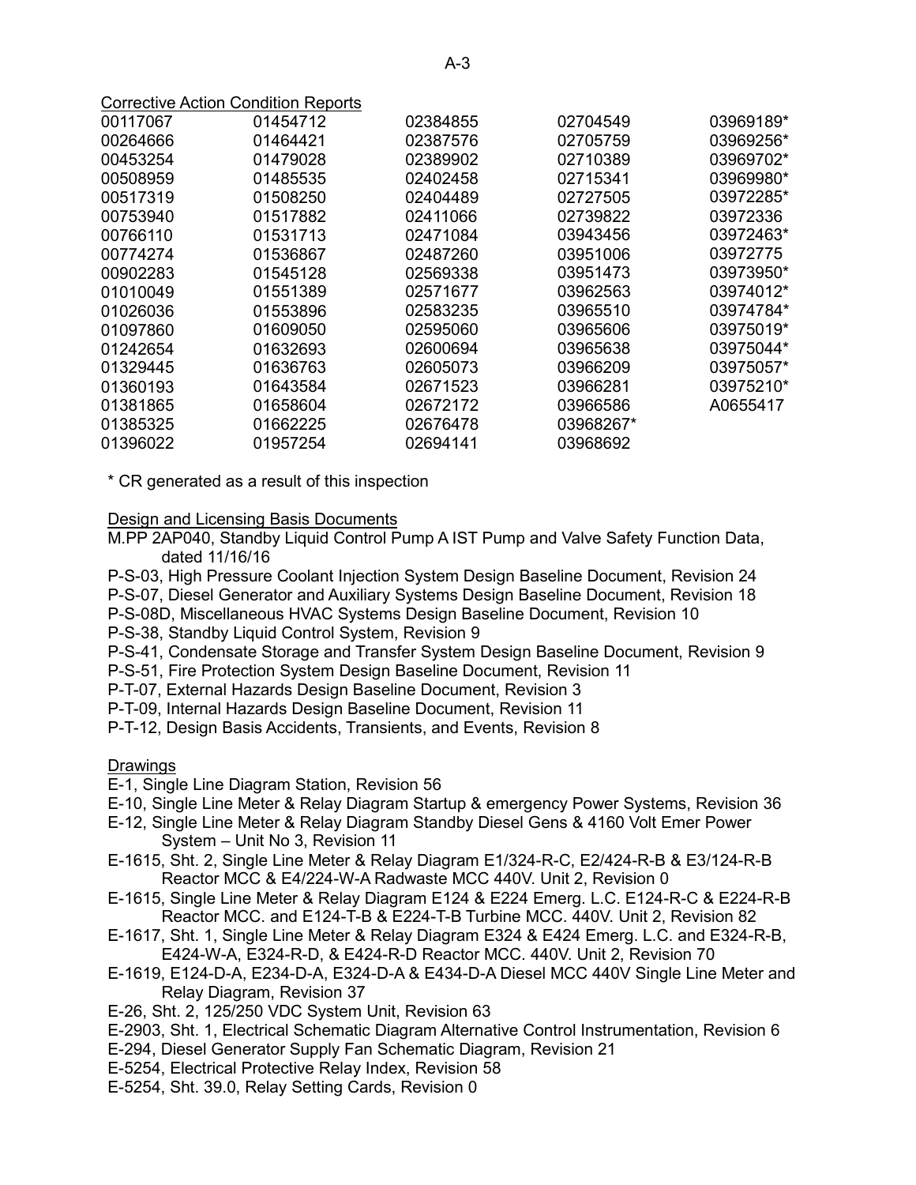Corrective Action Condition Reports

| | | | | |
|---|---|---|---|---|
| 00117067 | 01454712 | 02384855 | 02704549 | 03969189* |
| 00264666 | 01464421 | 02387576 | 02705759 | 03969256* |
| 00453254 | 01479028 | 02389902 | 02710389 | 03969702* |
| 00508959 | 01485535 | 02402458 | 02715341 | 03969980* |
| 00517319 | 01508250 | 02404489 | 02727505 | 03972285* |
| 00753940 | 01517882 | 02411066 | 02739822 | 03972336 |
| 00766110 | 01531713 | 02471084 | 03943456 | 03972463* |
| 00774274 | 01536867 | 02487260 | 03951006 | 03972775 |
| 00902283 | 01545128 | 02569338 | 03951473 | 03973950* |
| 01010049 | 01551389 | 02571677 | 03962563 | 03974012* |
| 01026036 | 01553896 | 02583235 | 03965510 | 03974784* |
| 01097860 | 01609050 | 02595060 | 03965606 | 03975019* |
| 01242654 | 01632693 | 02600694 | 03965638 | 03975044* |
| 01329445 | 01636763 | 02605073 | 03966209 | 03975057* |
| 01360193 | 01643584 | 02671523 | 03966281 | 03975210* |
| 01381865 | 01658604 | 02672172 | 03966586 | A0655417 |
| 01385325 | 01662225 | 02676478 | 03968267* | |
| 01396022 | 01957254 | 02694141 | 03968692 | |

* CR generated as a result of this inspection

Design and Licensing Basis Documents

- M.PP 2AP040, Standby Liquid Control Pump A IST Pump and Valve Safety Function Data, dated 11/16/16
- P-S-03, High Pressure Coolant Injection System Design Baseline Document, Revision 24
- P-S-07, Diesel Generator and Auxiliary Systems Design Baseline Document, Revision 18
- P-S-08D, Miscellaneous HVAC Systems Design Baseline Document, Revision 10
- P-S-38, Standby Liquid Control System, Revision 9
- P-S-41, Condensate Storage and Transfer System Design Baseline Document, Revision 9
- P-S-51, Fire Protection System Design Baseline Document, Revision 11
- P-T-07, External Hazards Design Baseline Document, Revision 3
- P-T-09, Internal Hazards Design Baseline Document, Revision 11
- P-T-12, Design Basis Accidents, Transients, and Events, Revision 8

Drawings

- E-1, Single Line Diagram Station, Revision 56
- E-10, Single Line Meter & Relay Diagram Startup & emergency Power Systems, Revision 36
- E-12, Single Line Meter & Relay Diagram Standby Diesel Gens & 4160 Volt Emer Power System – Unit No 3, Revision 11
- E-1615, Sht. 2, Single Line Meter & Relay Diagram E1/324-R-C, E2/424-R-B & E3/124-R-B Reactor MCC & E4/224-W-A Radwaste MCC 440V. Unit 2, Revision 0
- E-1615, Single Line Meter & Relay Diagram E124 & E224 Emerg. L.C. E124-R-C & E224-R-B Reactor MCC. and E124-T-B & E224-T-B Turbine MCC. 440V. Unit 2, Revision 82
- E-1617, Sht. 1, Single Line Meter & Relay Diagram E324 & E424 Emerg. L.C. and E324-R-B, E424-W-A, E324-R-D, & E424-R-D Reactor MCC. 440V. Unit 2, Revision 70
- E-1619, E124-D-A, E234-D-A, E324-D-A & E434-D-A Diesel MCC 440V Single Line Meter and Relay Diagram, Revision 37
- E-26, Sht. 2, 125/250 VDC System Unit, Revision 63
- E-2903, Sht. 1, Electrical Schematic Diagram Alternative Control Instrumentation, Revision 6
- E-294, Diesel Generator Supply Fan Schematic Diagram, Revision 21
- E-5254, Electrical Protective Relay Index, Revision 58
- E-5254, Sht. 39.0, Relay Setting Cards, Revision 0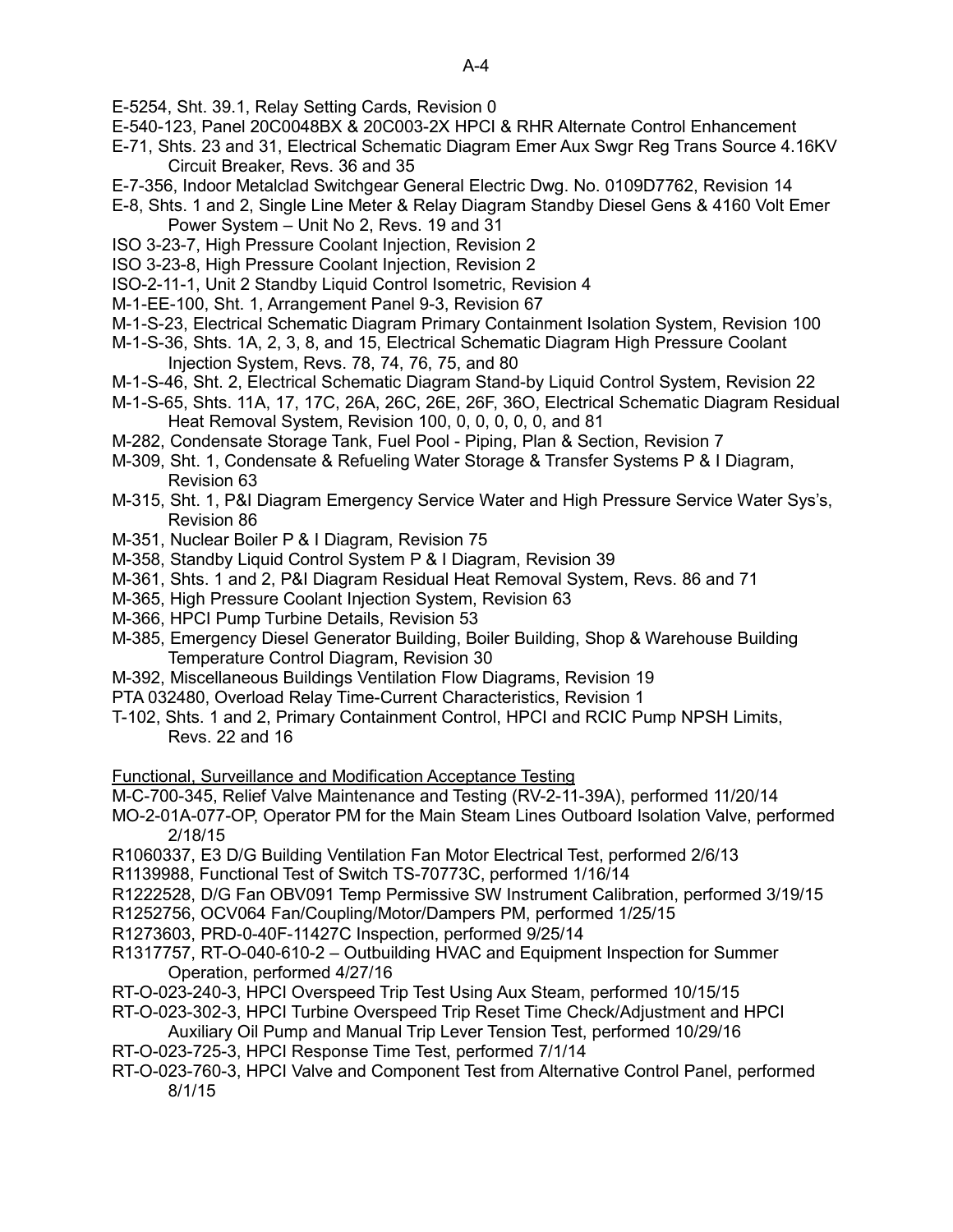E-5254, Sht. 39.1, Relay Setting Cards, Revision 0

E-540-123, Panel 20C0048BX & 20C003-2X HPCI & RHR Alternate Control Enhancement

E-71, Shts. 23 and 31, Electrical Schematic Diagram Emer Aux Swgr Reg Trans Source 4.16KV Circuit Breaker, Revs. 36 and 35

E-7-356, Indoor Metalclad Switchgear General Electric Dwg. No. 0109D7762, Revision 14

E-8, Shts. 1 and 2, Single Line Meter & Relay Diagram Standby Diesel Gens & 4160 Volt Emer Power System – Unit No 2, Revs. 19 and 31

ISO 3-23-7, High Pressure Coolant Injection, Revision 2

ISO 3-23-8, High Pressure Coolant Injection, Revision 2

ISO-2-11-1, Unit 2 Standby Liquid Control Isometric, Revision 4

M-1-EE-100, Sht. 1, Arrangement Panel 9-3, Revision 67

M-1-S-23, Electrical Schematic Diagram Primary Containment Isolation System, Revision 100

M-1-S-36, Shts. 1A, 2, 3, 8, and 15, Electrical Schematic Diagram High Pressure Coolant Injection System, Revs. 78, 74, 76, 75, and 80

M-1-S-46, Sht. 2, Electrical Schematic Diagram Stand-by Liquid Control System, Revision 22

M-1-S-65, Shts. 11A, 17, 17C, 26A, 26C, 26E, 26F, 36O, Electrical Schematic Diagram Residual Heat Removal System, Revision 100, 0, 0, 0, 0, 0, and 81

M-282, Condensate Storage Tank, Fuel Pool - Piping, Plan & Section, Revision 7

M-309, Sht. 1, Condensate & Refueling Water Storage & Transfer Systems P & I Diagram, Revision 63

M-315, Sht. 1, P&I Diagram Emergency Service Water and High Pressure Service Water Sys's, Revision 86

M-351, Nuclear Boiler P & I Diagram, Revision 75

M-358, Standby Liquid Control System P & I Diagram, Revision 39

M-361, Shts. 1 and 2, P&I Diagram Residual Heat Removal System, Revs. 86 and 71

M-365, High Pressure Coolant Injection System, Revision 63

M-366, HPCI Pump Turbine Details, Revision 53

M-385, Emergency Diesel Generator Building, Boiler Building, Shop & Warehouse Building Temperature Control Diagram, Revision 30

M-392, Miscellaneous Buildings Ventilation Flow Diagrams, Revision 19

PTA 032480, Overload Relay Time-Current Characteristics, Revision 1

T-102, Shts. 1 and 2, Primary Containment Control, HPCI and RCIC Pump NPSH Limits, Revs. 22 and 16

Functional, Surveillance and Modification Acceptance Testing

M-C-700-345, Relief Valve Maintenance and Testing (RV-2-11-39A), performed 11/20/14

MO-2-01A-077-OP, Operator PM for the Main Steam Lines Outboard Isolation Valve, performed 2/18/15

R1060337, E3 D/G Building Ventilation Fan Motor Electrical Test, performed 2/6/13

R1139988, Functional Test of Switch TS-70773C, performed 1/16/14

R1222528, D/G Fan OBV091 Temp Permissive SW Instrument Calibration, performed 3/19/15

R1252756, OCV064 Fan/Coupling/Motor/Dampers PM, performed 1/25/15

R1273603, PRD-0-40F-11427C Inspection, performed 9/25/14

R1317757, RT-O-040-610-2 – Outbuilding HVAC and Equipment Inspection for Summer Operation, performed 4/27/16

RT-O-023-240-3, HPCI Overspeed Trip Test Using Aux Steam, performed 10/15/15

RT-O-023-302-3, HPCI Turbine Overspeed Trip Reset Time Check/Adjustment and HPCI Auxiliary Oil Pump and Manual Trip Lever Tension Test, performed 10/29/16

RT-O-023-725-3, HPCI Response Time Test, performed 7/1/14

RT-O-023-760-3, HPCI Valve and Component Test from Alternative Control Panel, performed 8/1/15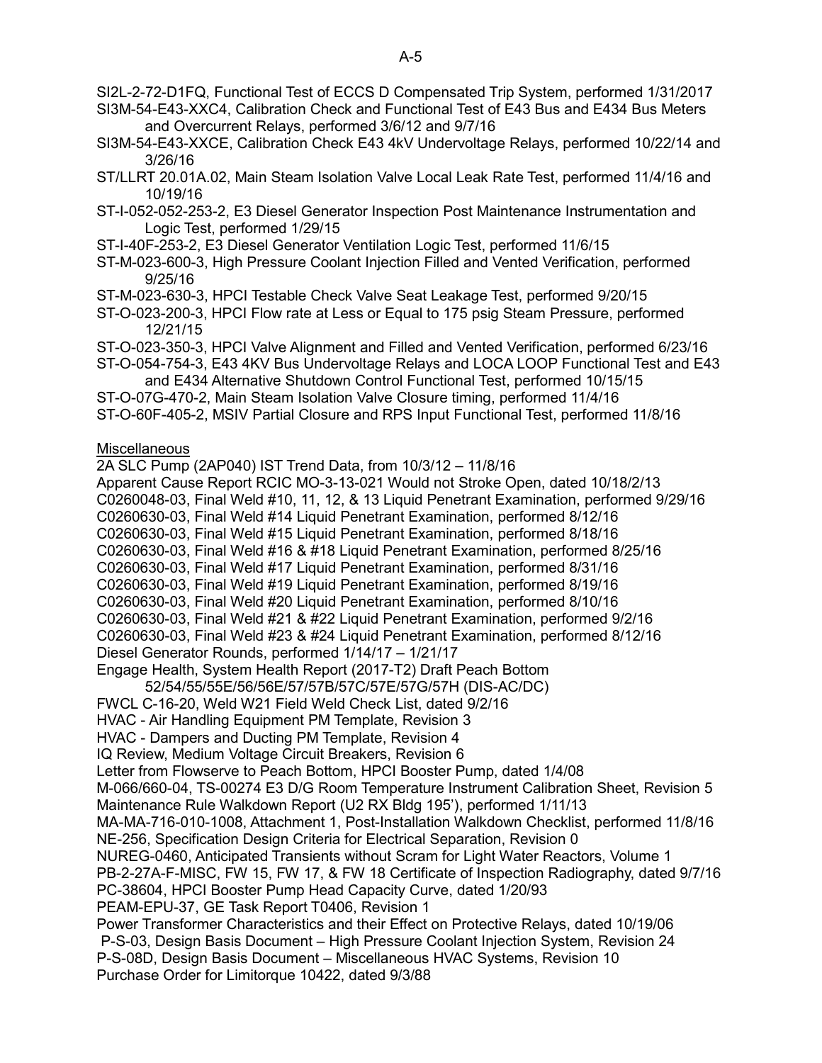SI2L-2-72-D1FQ, Functional Test of ECCS D Compensated Trip System, performed 1/31/2017

SI3M-54-E43-XXC4, Calibration Check and Functional Test of E43 Bus and E434 Bus Meters and Overcurrent Relays, performed 3/6/12 and 9/7/16

SI3M-54-E43-XXCE, Calibration Check E43 4kV Undervoltage Relays, performed 10/22/14 and 3/26/16

ST/LLRT 20.01A.02, Main Steam Isolation Valve Local Leak Rate Test, performed 11/4/16 and 10/19/16

ST-I-052-052-253-2, E3 Diesel Generator Inspection Post Maintenance Instrumentation and Logic Test, performed 1/29/15

ST-I-40F-253-2, E3 Diesel Generator Ventilation Logic Test, performed 11/6/15

ST-M-023-600-3, High Pressure Coolant Injection Filled and Vented Verification, performed 9/25/16

ST-M-023-630-3, HPCI Testable Check Valve Seat Leakage Test, performed 9/20/15

ST-O-023-200-3, HPCI Flow rate at Less or Equal to 175 psig Steam Pressure, performed 12/21/15

ST-O-023-350-3, HPCI Valve Alignment and Filled and Vented Verification, performed 6/23/16

ST-O-054-754-3, E43 4KV Bus Undervoltage Relays and LOCA LOOP Functional Test and E43 and E434 Alternative Shutdown Control Functional Test, performed 10/15/15

ST-O-07G-470-2, Main Steam Isolation Valve Closure timing, performed 11/4/16

ST-O-60F-405-2, MSIV Partial Closure and RPS Input Functional Test, performed 11/8/16

Miscellaneous

2A SLC Pump (2AP040) IST Trend Data, from 10/3/12 – 11/8/16

Apparent Cause Report RCIC MO-3-13-021 Would not Stroke Open, dated 10/18/2/13

C0260048-03, Final Weld #10, 11, 12, & 13 Liquid Penetrant Examination, performed 9/29/16

C0260630-03, Final Weld #14 Liquid Penetrant Examination, performed 8/12/16

C0260630-03, Final Weld #15 Liquid Penetrant Examination, performed 8/18/16

C0260630-03, Final Weld #16 & #18 Liquid Penetrant Examination, performed 8/25/16

C0260630-03, Final Weld #17 Liquid Penetrant Examination, performed 8/31/16

C0260630-03, Final Weld #19 Liquid Penetrant Examination, performed 8/19/16

C0260630-03, Final Weld #20 Liquid Penetrant Examination, performed 8/10/16

C0260630-03, Final Weld #21 & #22 Liquid Penetrant Examination, performed 9/2/16

C0260630-03, Final Weld #23 & #24 Liquid Penetrant Examination, performed 8/12/16

Diesel Generator Rounds, performed 1/14/17 – 1/21/17

Engage Health, System Health Report (2017-T2) Draft Peach Bottom 52/54/55/55E/56/56E/57/57B/57C/57E/57G/57H (DIS-AC/DC)

FWCL C-16-20, Weld W21 Field Weld Check List, dated 9/2/16

HVAC - Air Handling Equipment PM Template, Revision 3

HVAC - Dampers and Ducting PM Template, Revision 4

IQ Review, Medium Voltage Circuit Breakers, Revision 6

Letter from Flowserve to Peach Bottom, HPCI Booster Pump, dated 1/4/08

M-066/660-04, TS-00274 E3 D/G Room Temperature Instrument Calibration Sheet, Revision 5

Maintenance Rule Walkdown Report (U2 RX Bldg 195'), performed 1/11/13

MA-MA-716-010-1008, Attachment 1, Post-Installation Walkdown Checklist, performed 11/8/16

NE-256, Specification Design Criteria for Electrical Separation, Revision 0

NUREG-0460, Anticipated Transients without Scram for Light Water Reactors, Volume 1

PB-2-27A-F-MISC, FW 15, FW 17, & FW 18 Certificate of Inspection Radiography, dated 9/7/16

PC-38604, HPCI Booster Pump Head Capacity Curve, dated 1/20/93

PEAM-EPU-37, GE Task Report T0406, Revision 1

Power Transformer Characteristics and their Effect on Protective Relays, dated 10/19/06

P-S-03, Design Basis Document – High Pressure Coolant Injection System, Revision 24

P-S-08D, Design Basis Document – Miscellaneous HVAC Systems, Revision 10

Purchase Order for Limitorque 10422, dated 9/3/88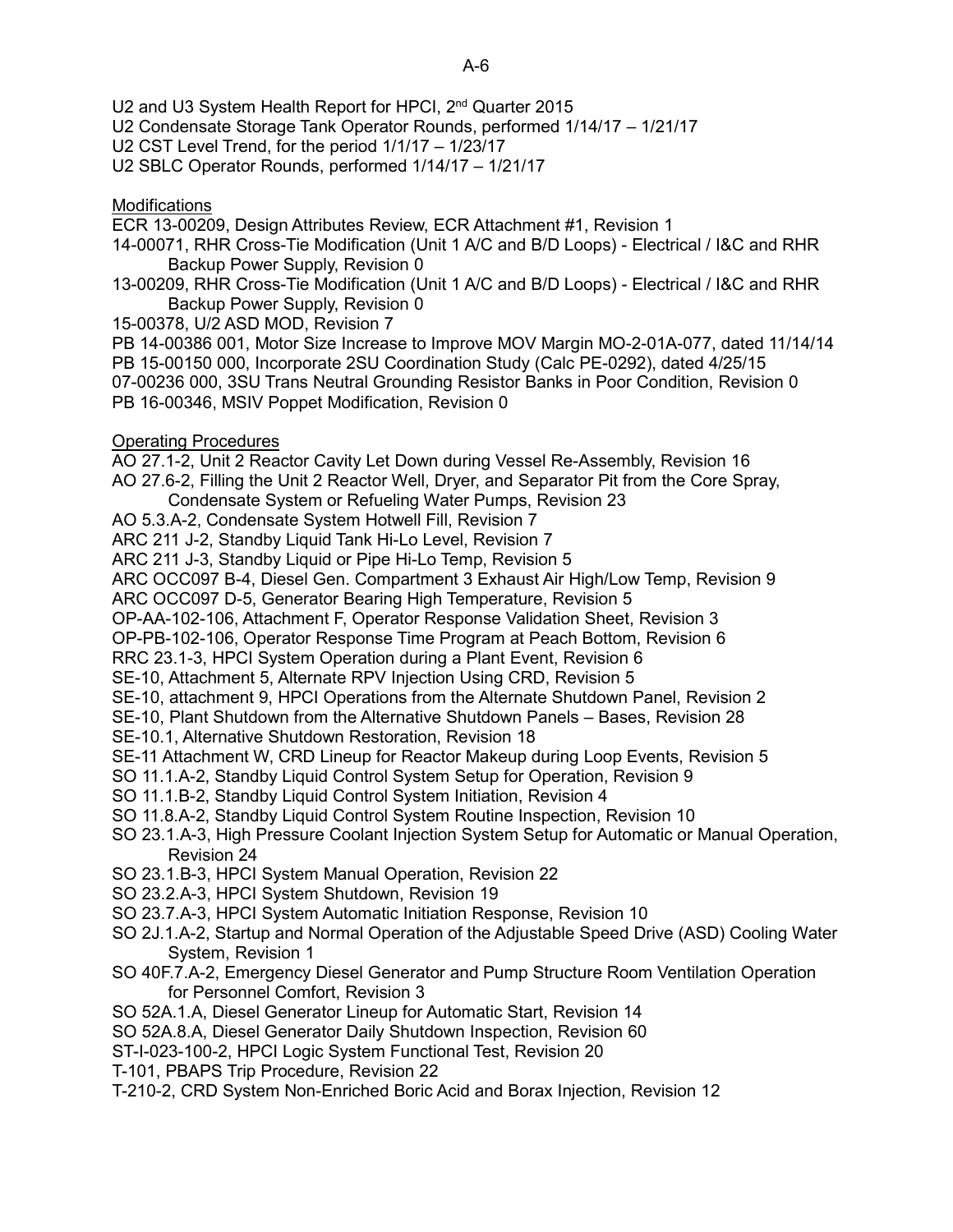U2 and U3 System Health Report for HPCI, 2nd Quarter 2015

U2 Condensate Storage Tank Operator Rounds, performed 1/14/17 – 1/21/17

U2 CST Level Trend, for the period 1/1/17 – 1/23/17

U2 SBLC Operator Rounds, performed 1/14/17 – 1/21/17

Modifications

ECR 13-00209, Design Attributes Review, ECR Attachment #1, Revision 1

14-00071, RHR Cross-Tie Modification (Unit 1 A/C and B/D Loops) - Electrical / I&C and RHR Backup Power Supply, Revision 0

13-00209, RHR Cross-Tie Modification (Unit 1 A/C and B/D Loops) - Electrical / I&C and RHR Backup Power Supply, Revision 0

15-00378, U/2 ASD MOD, Revision 7

PB 14-00386 001, Motor Size Increase to Improve MOV Margin MO-2-01A-077, dated 11/14/14

PB 15-00150 000, Incorporate 2SU Coordination Study (Calc PE-0292), dated 4/25/15

07-00236 000, 3SU Trans Neutral Grounding Resistor Banks in Poor Condition, Revision 0

PB 16-00346, MSIV Poppet Modification, Revision 0

Operating Procedures

AO 27.1-2, Unit 2 Reactor Cavity Let Down during Vessel Re-Assembly, Revision 16

AO 27.6-2, Filling the Unit 2 Reactor Well, Dryer, and Separator Pit from the Core Spray, Condensate System or Refueling Water Pumps, Revision 23

AO 5.3.A-2, Condensate System Hotwell Fill, Revision 7

ARC 211 J-2, Standby Liquid Tank Hi-Lo Level, Revision 7

ARC 211 J-3, Standby Liquid or Pipe Hi-Lo Temp, Revision 5

ARC OCC097 B-4, Diesel Gen. Compartment 3 Exhaust Air High/Low Temp, Revision 9

ARC OCC097 D-5, Generator Bearing High Temperature, Revision 5

OP-AA-102-106, Attachment F, Operator Response Validation Sheet, Revision 3

OP-PB-102-106, Operator Response Time Program at Peach Bottom, Revision 6

RRC 23.1-3, HPCI System Operation during a Plant Event, Revision 6

SE-10, Attachment 5, Alternate RPV Injection Using CRD, Revision 5

SE-10, attachment 9, HPCI Operations from the Alternate Shutdown Panel, Revision 2

SE-10, Plant Shutdown from the Alternative Shutdown Panels – Bases, Revision 28

SE-10.1, Alternative Shutdown Restoration, Revision 18

SE-11 Attachment W, CRD Lineup for Reactor Makeup during Loop Events, Revision 5

SO 11.1.A-2, Standby Liquid Control System Setup for Operation, Revision 9

SO 11.1.B-2, Standby Liquid Control System Initiation, Revision 4

SO 11.8.A-2, Standby Liquid Control System Routine Inspection, Revision 10

SO 23.1.A-3, High Pressure Coolant Injection System Setup for Automatic or Manual Operation, Revision 24

SO 23.1.B-3, HPCI System Manual Operation, Revision 22

SO 23.2.A-3, HPCI System Shutdown, Revision 19

SO 23.7.A-3, HPCI System Automatic Initiation Response, Revision 10

SO 2J.1.A-2, Startup and Normal Operation of the Adjustable Speed Drive (ASD) Cooling Water System, Revision 1

SO 40F.7.A-2, Emergency Diesel Generator and Pump Structure Room Ventilation Operation for Personnel Comfort, Revision 3

SO 52A.1.A, Diesel Generator Lineup for Automatic Start, Revision 14

SO 52A.8.A, Diesel Generator Daily Shutdown Inspection, Revision 60

ST-I-023-100-2, HPCI Logic System Functional Test, Revision 20

T-101, PBAPS Trip Procedure, Revision 22

T-210-2, CRD System Non-Enriched Boric Acid and Borax Injection, Revision 12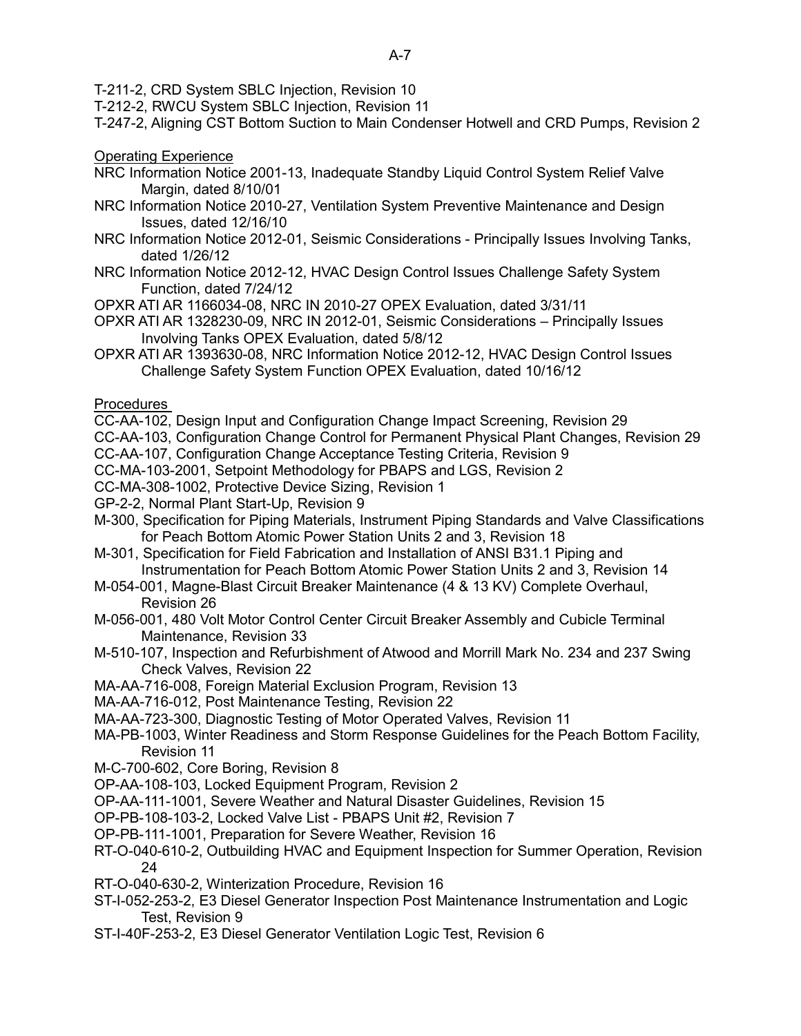T-211-2, CRD System SBLC Injection, Revision 10

T-212-2, RWCU System SBLC Injection, Revision 11

T-247-2, Aligning CST Bottom Suction to Main Condenser Hotwell and CRD Pumps, Revision 2

Operating Experience

NRC Information Notice 2001-13, Inadequate Standby Liquid Control System Relief Valve Margin, dated 8/10/01

NRC Information Notice 2010-27, Ventilation System Preventive Maintenance and Design Issues, dated 12/16/10

NRC Information Notice 2012-01, Seismic Considerations - Principally Issues Involving Tanks, dated 1/26/12

NRC Information Notice 2012-12, HVAC Design Control Issues Challenge Safety System Function, dated 7/24/12

OPXR ATI AR 1166034-08, NRC IN 2010-27 OPEX Evaluation, dated 3/31/11

OPXR ATI AR 1328230-09, NRC IN 2012-01, Seismic Considerations – Principally Issues Involving Tanks OPEX Evaluation, dated 5/8/12

OPXR ATI AR 1393630-08, NRC Information Notice 2012-12, HVAC Design Control Issues Challenge Safety System Function OPEX Evaluation, dated 10/16/12

Procedures

CC-AA-102, Design Input and Configuration Change Impact Screening, Revision 29

CC-AA-103, Configuration Change Control for Permanent Physical Plant Changes, Revision 29

CC-AA-107, Configuration Change Acceptance Testing Criteria, Revision 9

CC-MA-103-2001, Setpoint Methodology for PBAPS and LGS, Revision 2

CC-MA-308-1002, Protective Device Sizing, Revision 1

GP-2-2, Normal Plant Start-Up, Revision 9

M-300, Specification for Piping Materials, Instrument Piping Standards and Valve Classifications for Peach Bottom Atomic Power Station Units 2 and 3, Revision 18

M-301, Specification for Field Fabrication and Installation of ANSI B31.1 Piping and Instrumentation for Peach Bottom Atomic Power Station Units 2 and 3, Revision 14

M-054-001, Magne-Blast Circuit Breaker Maintenance (4 & 13 KV) Complete Overhaul, Revision 26

M-056-001, 480 Volt Motor Control Center Circuit Breaker Assembly and Cubicle Terminal Maintenance, Revision 33

M-510-107, Inspection and Refurbishment of Atwood and Morrill Mark No. 234 and 237 Swing Check Valves, Revision 22

MA-AA-716-008, Foreign Material Exclusion Program, Revision 13

MA-AA-716-012, Post Maintenance Testing, Revision 22

MA-AA-723-300, Diagnostic Testing of Motor Operated Valves, Revision 11

MA-PB-1003, Winter Readiness and Storm Response Guidelines for the Peach Bottom Facility, Revision 11

M-C-700-602, Core Boring, Revision 8

OP-AA-108-103, Locked Equipment Program, Revision 2

OP-AA-111-1001, Severe Weather and Natural Disaster Guidelines, Revision 15

OP-PB-108-103-2, Locked Valve List - PBAPS Unit #2, Revision 7

OP-PB-111-1001, Preparation for Severe Weather, Revision 16

RT-O-040-610-2, Outbuilding HVAC and Equipment Inspection for Summer Operation, Revision 24

RT-O-040-630-2, Winterization Procedure, Revision 16

ST-I-052-253-2, E3 Diesel Generator Inspection Post Maintenance Instrumentation and Logic Test, Revision 9

ST-I-40F-253-2, E3 Diesel Generator Ventilation Logic Test, Revision 6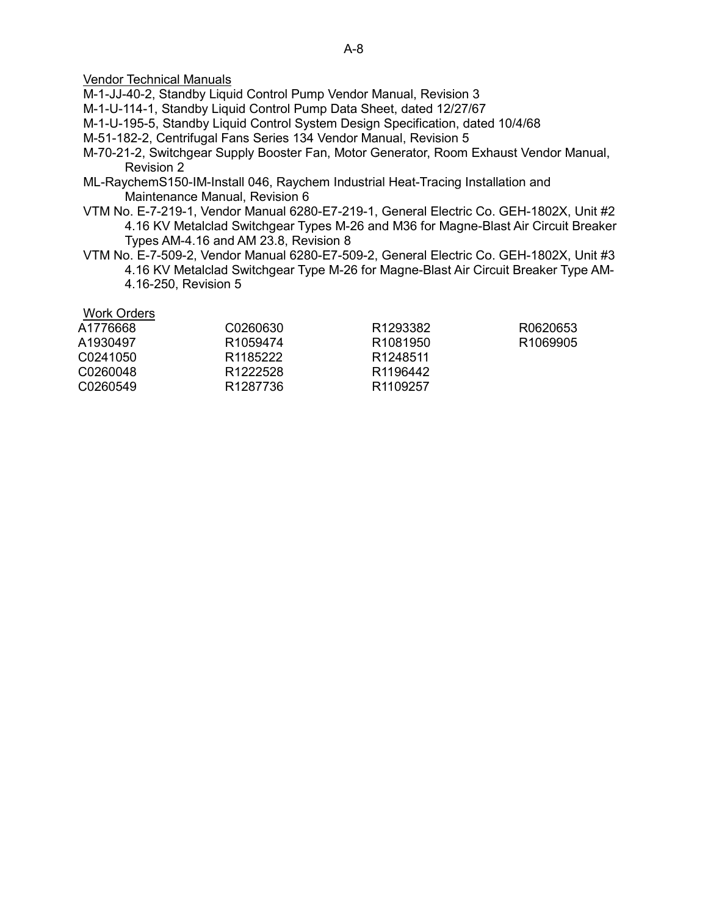Vendor Technical Manuals

M-1-JJ-40-2, Standby Liquid Control Pump Vendor Manual, Revision 3

M-1-U-114-1, Standby Liquid Control Pump Data Sheet, dated 12/27/67

M-1-U-195-5, Standby Liquid Control System Design Specification, dated 10/4/68

M-51-182-2, Centrifugal Fans Series 134 Vendor Manual, Revision 5

M-70-21-2, Switchgear Supply Booster Fan, Motor Generator, Room Exhaust Vendor Manual, Revision 2

ML-RaychemS150-IM-Install 046, Raychem Industrial Heat-Tracing Installation and Maintenance Manual, Revision 6

VTM No. E-7-219-1, Vendor Manual 6280-E7-219-1, General Electric Co. GEH-1802X, Unit #2 4.16 KV Metalclad Switchgear Types M-26 and M36 for Magne-Blast Air Circuit Breaker Types AM-4.16 and AM 23.8, Revision 8

VTM No. E-7-509-2, Vendor Manual 6280-E7-509-2, General Electric Co. GEH-1802X, Unit #3 4.16 KV Metalclad Switchgear Type M-26 for Magne-Blast Air Circuit Breaker Type AM-4.16-250, Revision 5

Work Orders

| | | | |
|---|---|---|---|
| A1776668 | C0260630 | R1293382 | R0620653 |
| A1930497 | R1059474 | R1081950 | R1069905 |
| C0241050 | R1185222 | R1248511 | |
| C0260048 | R1222528 | R1196442 | |
| C0260549 | R1287736 | R1109257 | |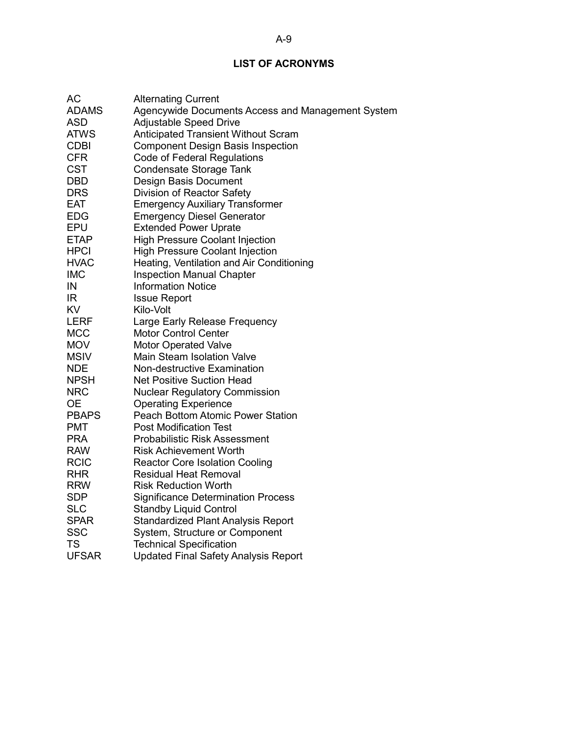## LIST OF ACRONYMS

| | |
|---|---|
| AC | Alternating Current |
| ADAMS | Agencywide Documents Access and Management System |
| ASD | Adjustable Speed Drive |
| ATWS | Anticipated Transient Without Scram |
| CDBI | Component Design Basis Inspection |
| CFR | Code of Federal Regulations |
| CST | Condensate Storage Tank |
| DBD | Design Basis Document |
| DRS | Division of Reactor Safety |
| EAT | Emergency Auxiliary Transformer |
| EDG | Emergency Diesel Generator |
| EPU | Extended Power Uprate |
| ETAP | High Pressure Coolant Injection |
| HPCI | High Pressure Coolant Injection |
| HVAC | Heating, Ventilation and Air Conditioning |
| IMC | Inspection Manual Chapter |
| IN | Information Notice |
| IR | Issue Report |
| KV | Kilo-Volt |
| LERF | Large Early Release Frequency |
| MCC | Motor Control Center |
| MOV | Motor Operated Valve |
| MSIV | Main Steam Isolation Valve |
| NDE | Non-destructive Examination |
| NPSH | Net Positive Suction Head |
| NRC | Nuclear Regulatory Commission |
| OE | Operating Experience |
| PBAPS | Peach Bottom Atomic Power Station |
| PMT | Post Modification Test |
| PRA | Probabilistic Risk Assessment |
| RAW | Risk Achievement Worth |
| RCIC | Reactor Core Isolation Cooling |
| RHR | Residual Heat Removal |
| RRW | Risk Reduction Worth |
| SDP | Significance Determination Process |
| SLC | Standby Liquid Control |
| SPAR | Standardized Plant Analysis Report |
| SSC | System, Structure or Component |
| TS | Technical Specification |
| UFSAR | Updated Final Safety Analysis Report |